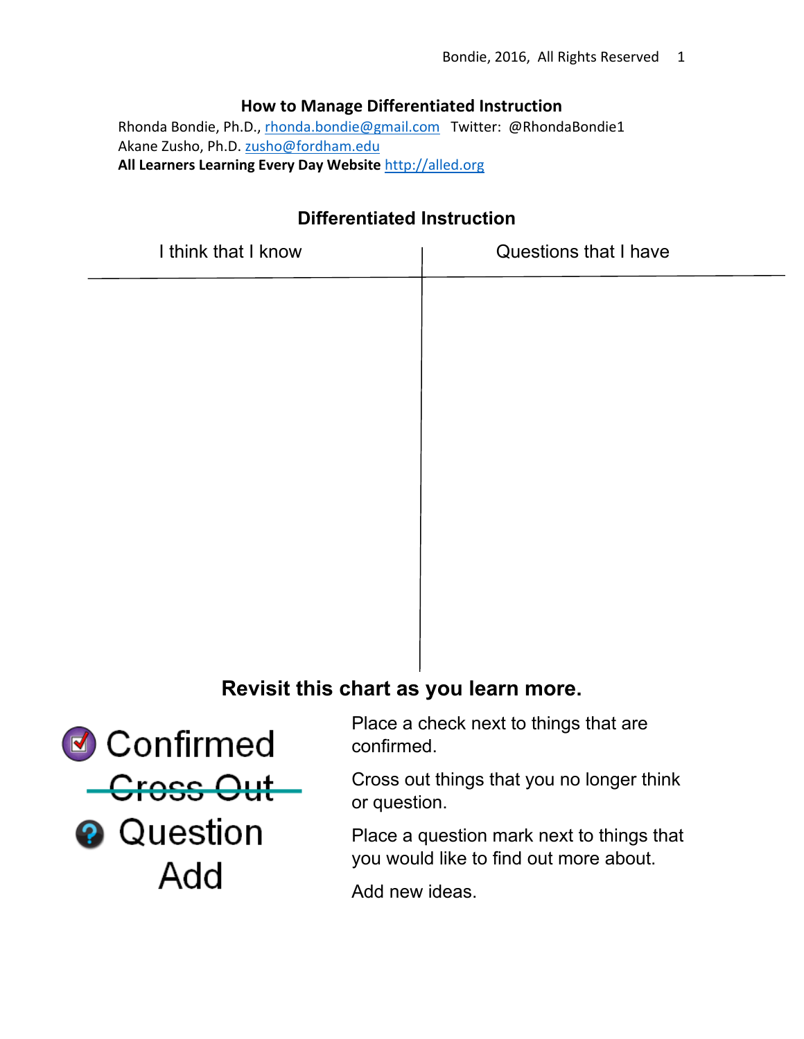# How to Manage Differentiated Instruction

Rhonda Bondie, Ph.D., rhonda.bondie@gmail.com   Twitter: @RhondaBondie1
Akane Zusho, Ph.D. zusho@fordham.edu
**All Learners Learning Every Day Website** http://alled.org

## Differentiated Instruction

| I think that I know | Questions that I have |
|---|---|
| | |

**Revisit this chart as you learn more.**

| | |
|---|---|
| Confirmed | Place a check next to things that are confirmed. |
| ~~Cross Out~~ | Cross out things that you no longer think or question. |
| Question | Place a question mark next to things that you would like to find out more about. |
| Add | Add new ideas. |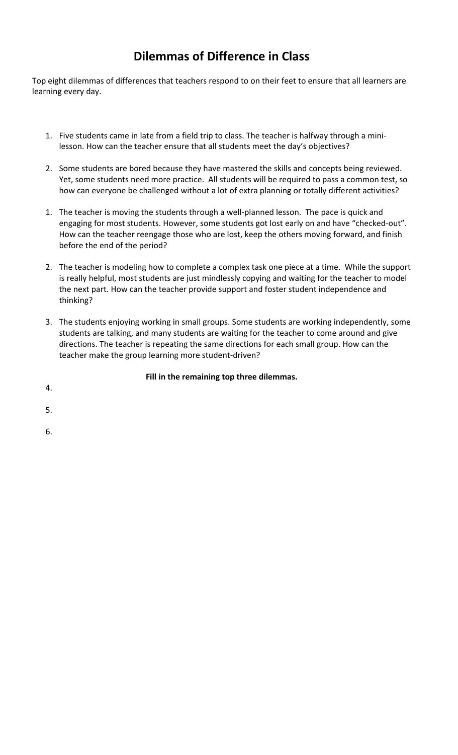# Dilemmas of Difference in Class

Top eight dilemmas of differences that teachers respond to on their feet to ensure that all learners are learning every day.

1. Five students came in late from a field trip to class. The teacher is halfway through a mini-lesson. How can the teacher ensure that all students meet the day's objectives?

2. Some students are bored because they have mastered the skills and concepts being reviewed. Yet, some students need more practice. All students will be required to pass a common test, so how can everyone be challenged without a lot of extra planning or totally different activities?

1. The teacher is moving the students through a well-planned lesson. The pace is quick and engaging for most students. However, some students got lost early on and have "checked-out". How can the teacher reengage those who are lost, keep the others moving forward, and finish before the end of the period?

2. The teacher is modeling how to complete a complex task one piece at a time. While the support is really helpful, most students are just mindlessly copying and waiting for the teacher to model the next part. How can the teacher provide support and foster student independence and thinking?

3. The students enjoying working in small groups. Some students are working independently, some students are talking, and many students are waiting for the teacher to come around and give directions. The teacher is repeating the same directions for each small group. How can the teacher make the group learning more student-driven?

**Fill in the remaining top three dilemmas.**

4.

5.

6.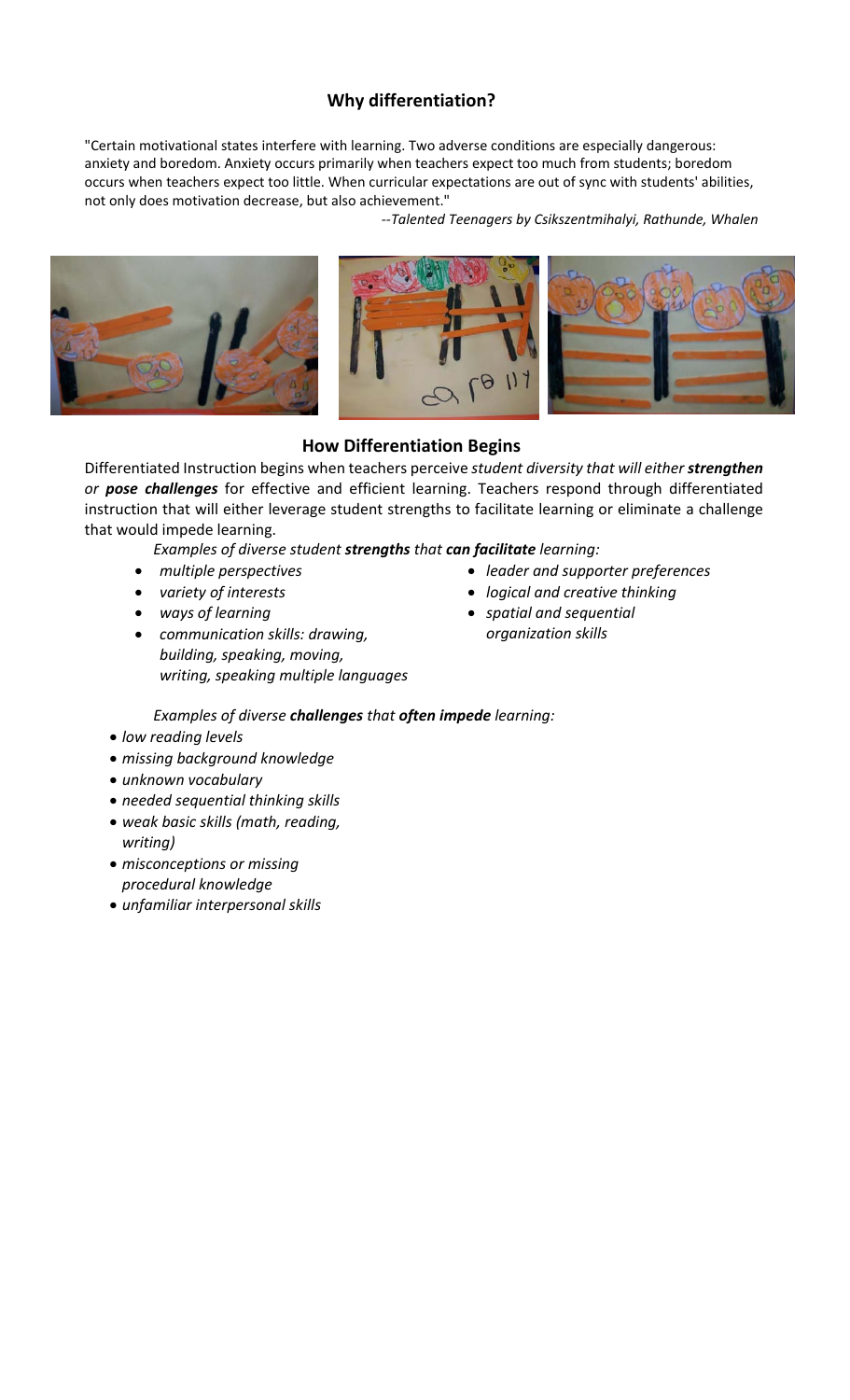## Why differentiation?

"Certain motivational states interfere with learning. Two adverse conditions are especially dangerous: anxiety and boredom. Anxiety occurs primarily when teachers expect too much from students; boredom occurs when teachers expect too little. When curricular expectations are out of sync with students' abilities, not only does motivation decrease, but also achievement."

--*Talented Teenagers by Csikszentmihalyi, Rathunde, Whalen*

## How Differentiation Begins

Differentiated Instruction begins when teachers perceive *student diversity that will either **strengthen** or **pose challenges*** for effective and efficient learning. Teachers respond through differentiated instruction that will either leverage student strengths to facilitate learning or eliminate a challenge that would impede learning.

*Examples of diverse student **strengths** that **can facilitate** learning:*

- *multiple perspectives*
- *variety of interests*
- *ways of learning*
- *communication skills: drawing, building, speaking, moving, writing, speaking multiple languages*
- *leader and supporter preferences*
- *logical and creative thinking*
- *spatial and sequential organization skills*

*Examples of diverse **challenges** that **often impede** learning:*

- *low reading levels*
- *missing background knowledge*
- *unknown vocabulary*
- *needed sequential thinking skills*
- *weak basic skills (math, reading, writing)*
- *misconceptions or missing procedural knowledge*
- *unfamiliar interpersonal skills*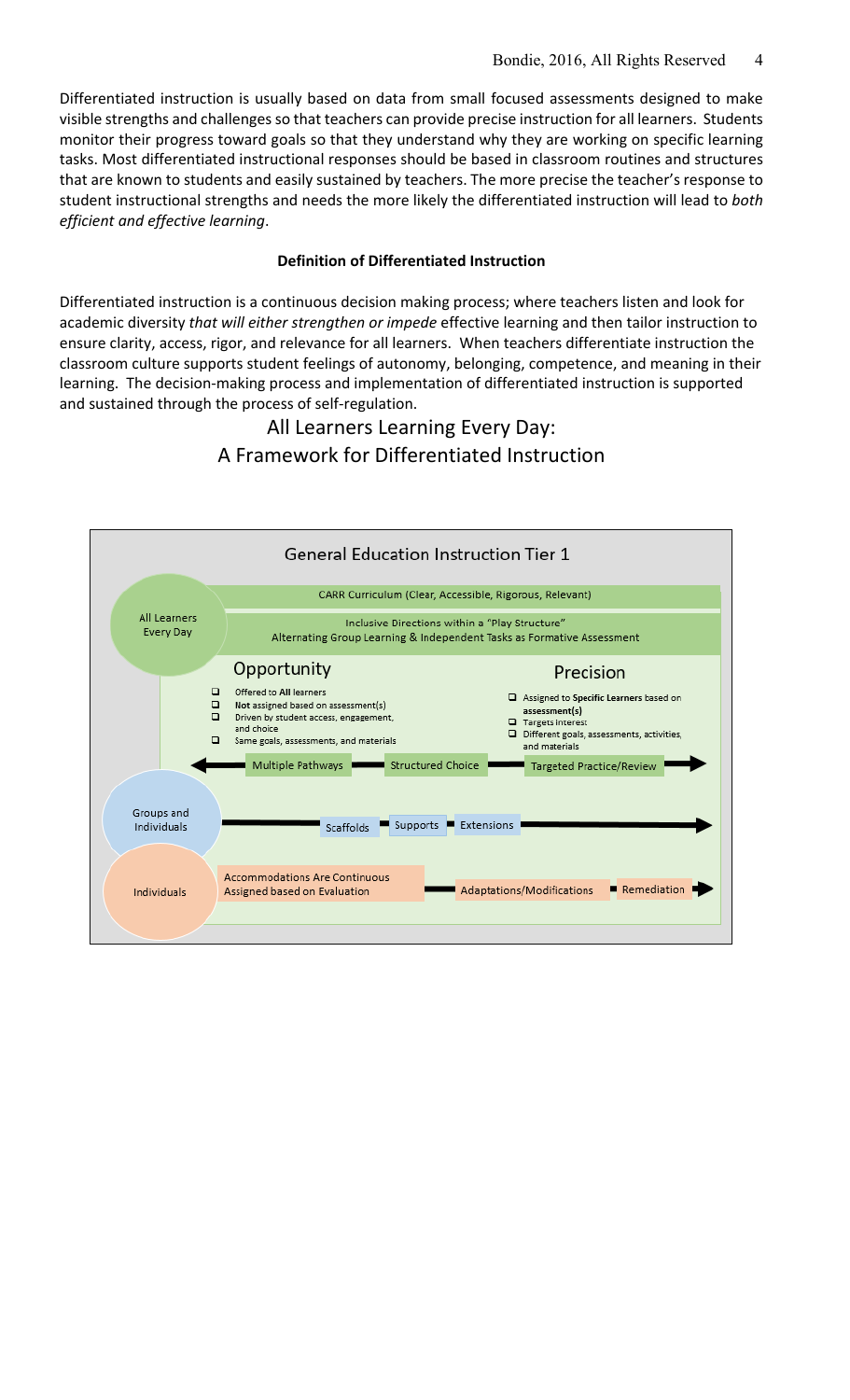Differentiated instruction is usually based on data from small focused assessments designed to make visible strengths and challenges so that teachers can provide precise instruction for all learners. Students monitor their progress toward goals so that they understand why they are working on specific learning tasks. Most differentiated instructional responses should be based in classroom routines and structures that are known to students and easily sustained by teachers. The more precise the teacher's response to student instructional strengths and needs the more likely the differentiated instruction will lead to *both efficient and effective learning*.

**Definition of Differentiated Instruction**

Differentiated instruction is a continuous decision making process; where teachers listen and look for academic diversity *that will either strengthen or impede* effective learning and then tailor instruction to ensure clarity, access, rigor, and relevance for all learners. When teachers differentiate instruction the classroom culture supports student feelings of autonomy, belonging, competence, and meaning in their learning. The decision-making process and implementation of differentiated instruction is supported and sustained through the process of self-regulation.

## All Learners Learning Every Day: A Framework for Differentiated Instruction

General Education Instruction Tier 1

All Learners Every Day

CARR Curriculum (Clear, Accessible, Rigorous, Relevant)

Inclusive Directions within a "Play Structure"
Alternating Group Learning & Independent Tasks as Formative Assessment

Opportunity

- Offered to **All** learners
- **Not** assigned based on assessment(s)
- Driven by student access, engagement, and choice
- Same goals, assessments, and materials

Precision

- Assigned to **Specific Learners** based on **assessment(s)**
- Targets interest
- Different goals, assessments, activities, and materials

Multiple Pathways — Structured Choice — Targeted Practice/Review

Groups and Individuals

Scaffolds — Supports — Extensions

Individuals

Accommodations Are Continuous Assigned based on Evaluation — Adaptations/Modifications — Remediation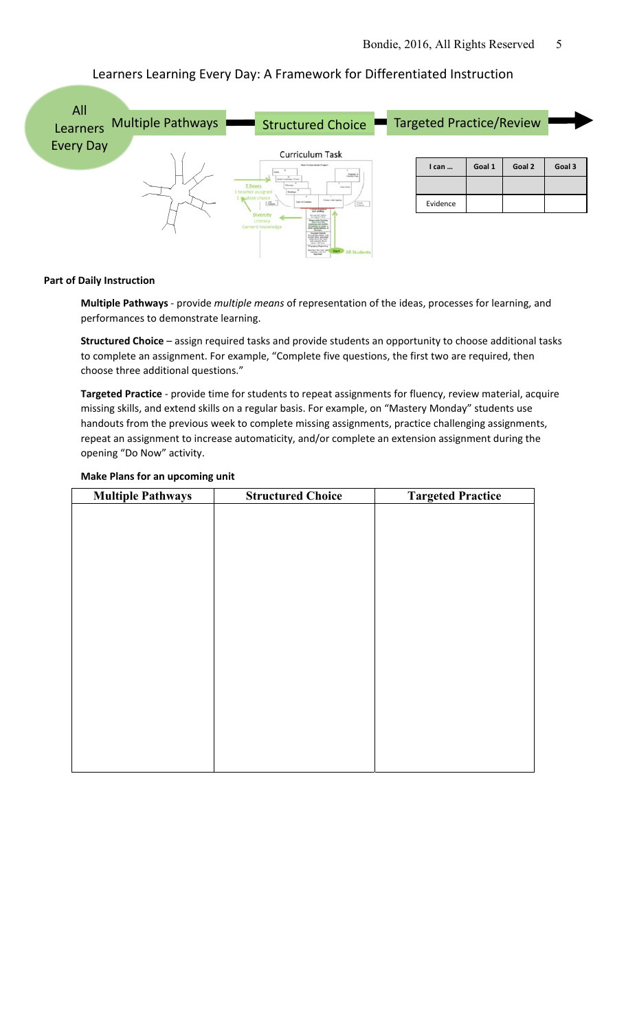# Learners Learning Every Day: A Framework for Differentiated Instruction

All Learners Every Day — Multiple Pathways — Structured Choice — Targeted Practice/Review

Curriculum Task

| I can … | Goal 1 | Goal 2 | Goal 3 |
|---|---|---|---|
| | | | |
| Evidence | | | |

**Part of Daily Instruction**

**Multiple Pathways** - provide *multiple means* of representation of the ideas, processes for learning, and performances to demonstrate learning.

**Structured Choice** – assign required tasks and provide students an opportunity to choose additional tasks to complete an assignment. For example, "Complete five questions, the first two are required, then choose three additional questions."

**Targeted Practice** - provide time for students to repeat assignments for fluency, review material, acquire missing skills, and extend skills on a regular basis. For example, on "Mastery Monday" students use handouts from the previous week to complete missing assignments, practice challenging assignments, repeat an assignment to increase automaticity, and/or complete an extension assignment during the opening "Do Now" activity.

**Make Plans for an upcoming unit**

| Multiple Pathways | Structured Choice | Targeted Practice |
|---|---|---|
| | | |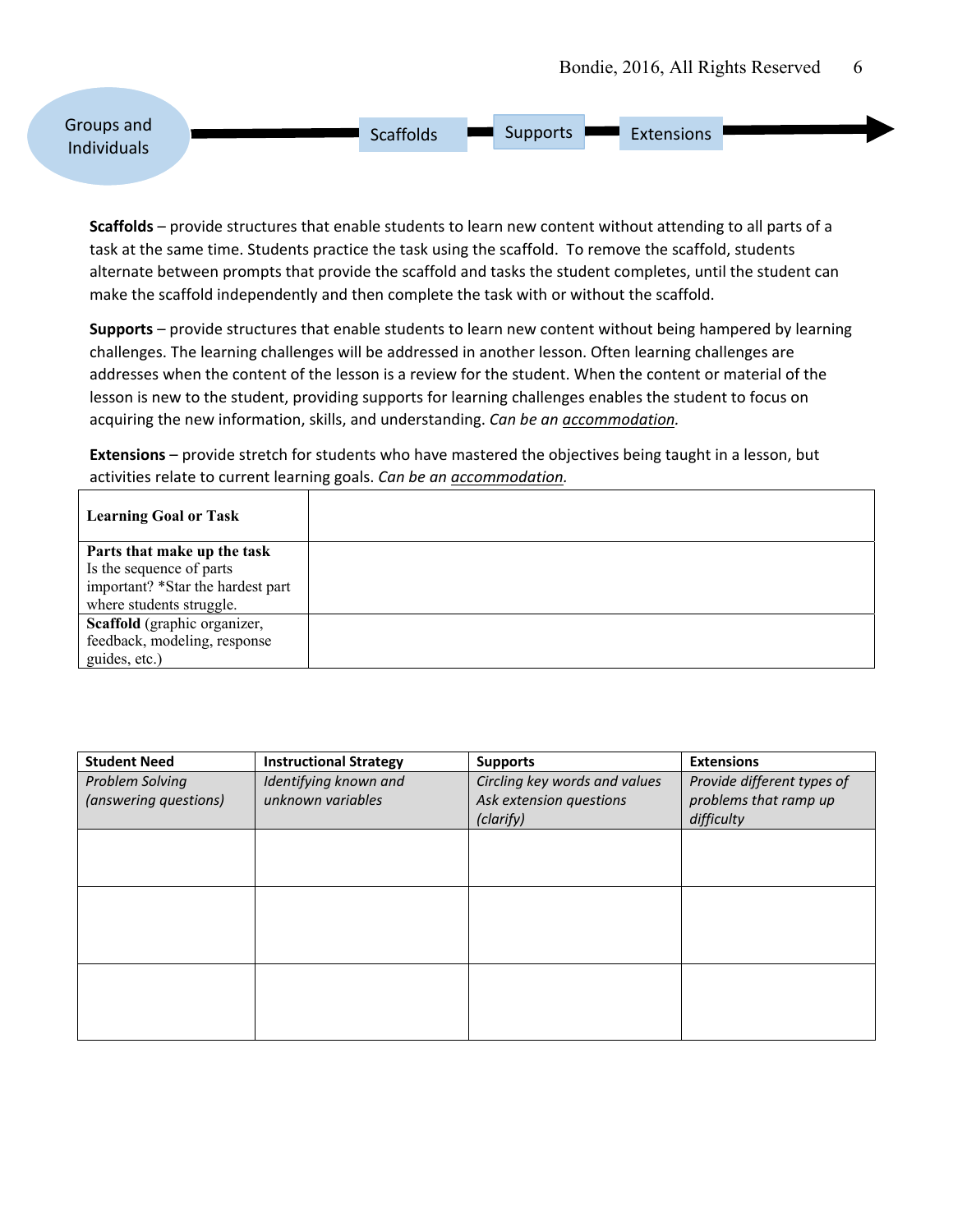Groups and Individuals → Scaffolds → Supports → Extensions

**Scaffolds** – provide structures that enable students to learn new content without attending to all parts of a task at the same time. Students practice the task using the scaffold. To remove the scaffold, students alternate between prompts that provide the scaffold and tasks the student completes, until the student can make the scaffold independently and then complete the task with or without the scaffold.

**Supports** – provide structures that enable students to learn new content without being hampered by learning challenges. The learning challenges will be addressed in another lesson. Often learning challenges are addresses when the content of the lesson is a review for the student. When the content or material of the lesson is new to the student, providing supports for learning challenges enables the student to focus on acquiring the new information, skills, and understanding. *Can be an accommodation.*

**Extensions** – provide stretch for students who have mastered the objectives being taught in a lesson, but activities relate to current learning goals. *Can be an accommodation.*

| | |
|---|---|
| **Learning Goal or Task** | |
| **Parts that make up the task** Is the sequence of parts important? *Star the hardest part where students struggle. | |
| **Scaffold** (graphic organizer, feedback, modeling, response guides, etc.) | |

| **Student Need** | **Instructional Strategy** | **Supports** | **Extensions** |
|---|---|---|---|
| *Problem Solving (answering questions)* | *Identifying known and unknown variables* | *Circling key words and values Ask extension questions (clarify)* | *Provide different types of problems that ramp up difficulty* |
| | | | |
| | | | |
| | | | |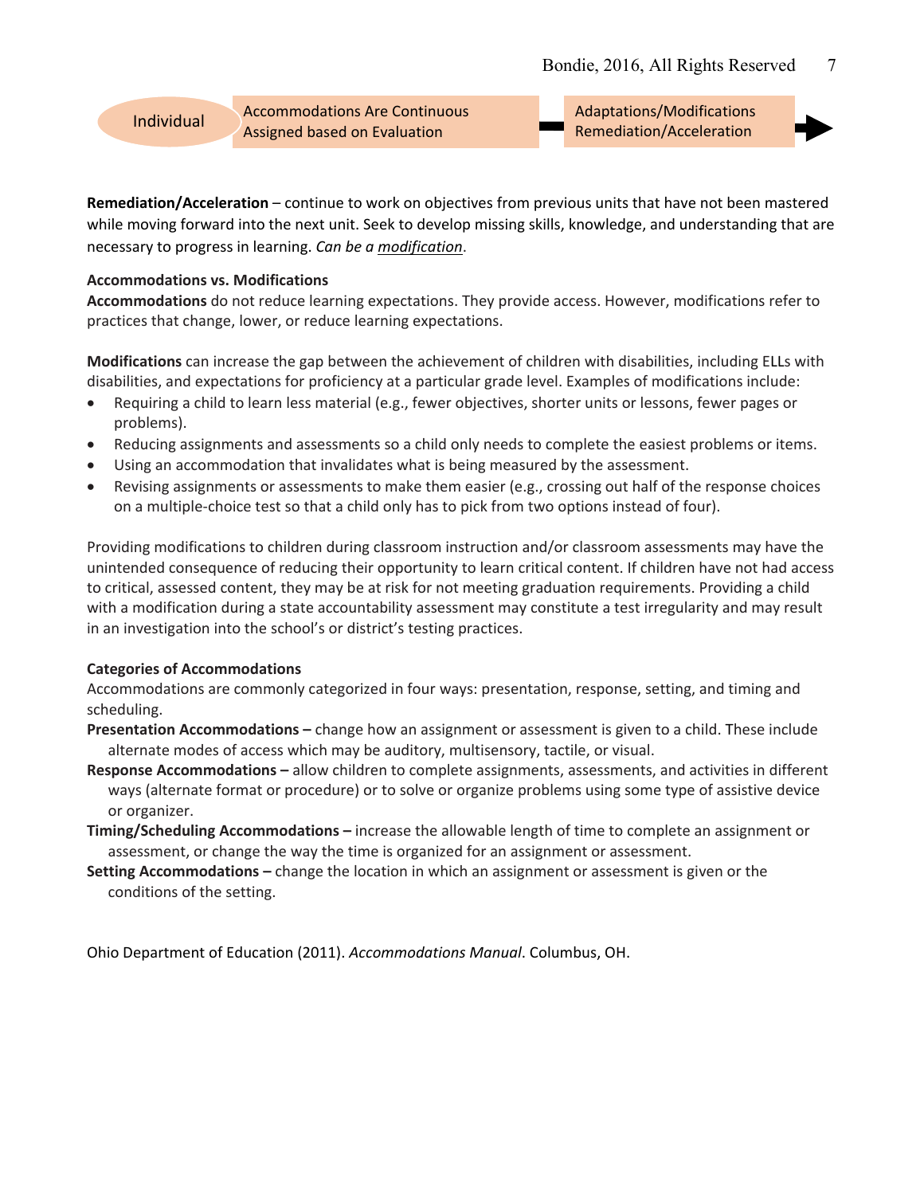Individual | Accommodations Are Continuous Assigned based on Evaluation | Adaptations/Modifications Remediation/Acceleration

**Remediation/Acceleration** – continue to work on objectives from previous units that have not been mastered while moving forward into the next unit. Seek to develop missing skills, knowledge, and understanding that are necessary to progress in learning. *Can be a modification*.

**Accommodations vs. Modifications**

**Accommodations** do not reduce learning expectations. They provide access. However, modifications refer to practices that change, lower, or reduce learning expectations.

**Modifications** can increase the gap between the achievement of children with disabilities, including ELLs with disabilities, and expectations for proficiency at a particular grade level. Examples of modifications include:

- Requiring a child to learn less material (e.g., fewer objectives, shorter units or lessons, fewer pages or problems).
- Reducing assignments and assessments so a child only needs to complete the easiest problems or items.
- Using an accommodation that invalidates what is being measured by the assessment.
- Revising assignments or assessments to make them easier (e.g., crossing out half of the response choices on a multiple-choice test so that a child only has to pick from two options instead of four).

Providing modifications to children during classroom instruction and/or classroom assessments may have the unintended consequence of reducing their opportunity to learn critical content. If children have not had access to critical, assessed content, they may be at risk for not meeting graduation requirements. Providing a child with a modification during a state accountability assessment may constitute a test irregularity and may result in an investigation into the school's or district's testing practices.

**Categories of Accommodations**

Accommodations are commonly categorized in four ways: presentation, response, setting, and timing and scheduling.

**Presentation Accommodations –** change how an assignment or assessment is given to a child. These include alternate modes of access which may be auditory, multisensory, tactile, or visual.

**Response Accommodations –** allow children to complete assignments, assessments, and activities in different ways (alternate format or procedure) or to solve or organize problems using some type of assistive device or organizer.

**Timing/Scheduling Accommodations –** increase the allowable length of time to complete an assignment or assessment, or change the way the time is organized for an assignment or assessment.

**Setting Accommodations –** change the location in which an assignment or assessment is given or the conditions of the setting.

Ohio Department of Education (2011). *Accommodations Manual*. Columbus, OH.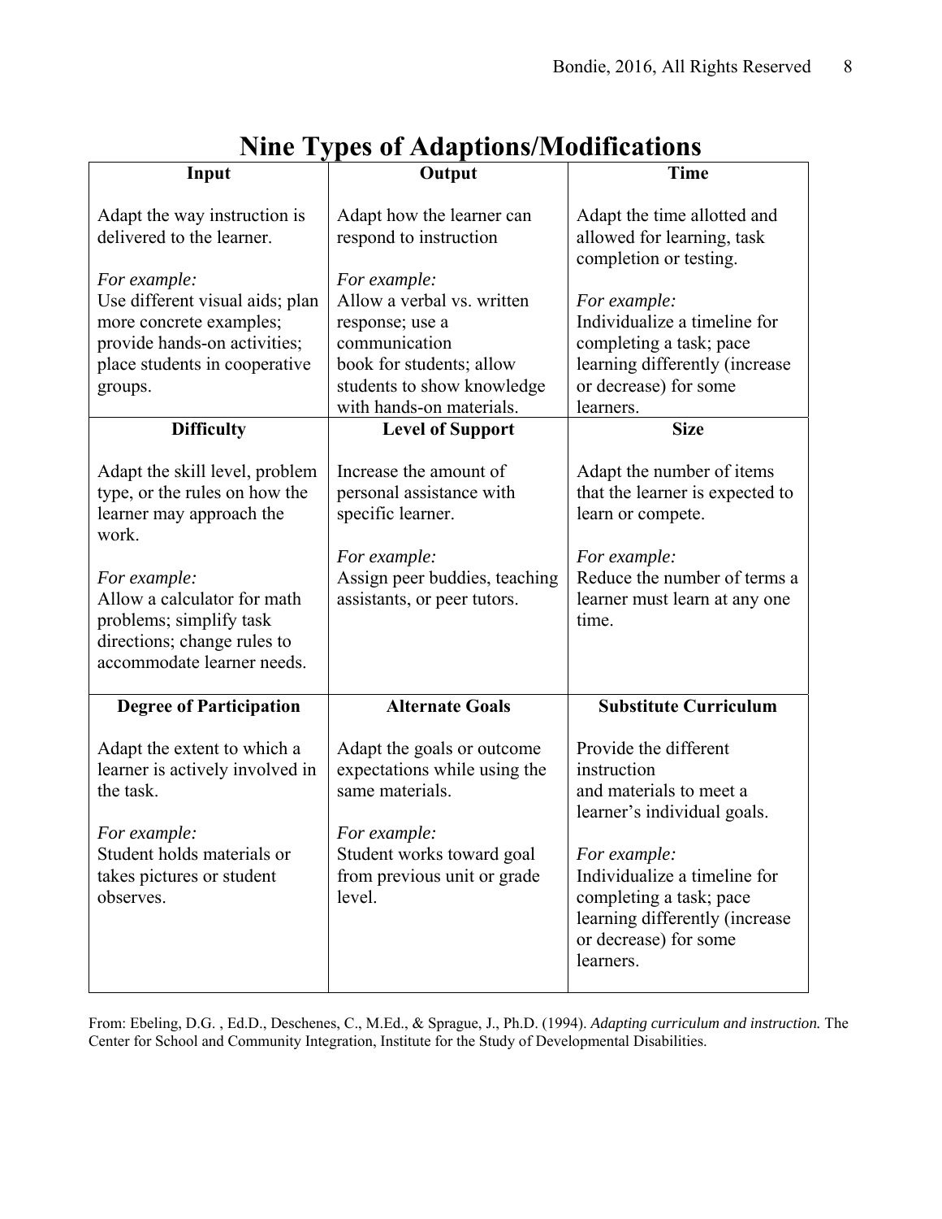# Nine Types of Adaptions/Modifications

| Input | Output | Time |
|---|---|---|
| Adapt the way instruction is delivered to the learner.<br><br>*For example:*<br>Use different visual aids; plan more concrete examples; provide hands-on activities; place students in cooperative groups. | Adapt how the learner can respond to instruction<br><br>*For example:*<br>Allow a verbal vs. written response; use a communication book for students; allow students to show knowledge with hands-on materials. | Adapt the time allotted and allowed for learning, task completion or testing.<br><br>*For example:*<br>Individualize a timeline for completing a task; pace learning differently (increase or decrease) for some learners. |
| **Difficulty** | **Level of Support** | **Size** |
| Adapt the skill level, problem type, or the rules on how the learner may approach the work.<br><br>*For example:*<br>Allow a calculator for math problems; simplify task directions; change rules to accommodate learner needs. | Increase the amount of personal assistance with specific learner.<br><br>*For example:*<br>Assign peer buddies, teaching assistants, or peer tutors. | Adapt the number of items that the learner is expected to learn or compete.<br><br>*For example:*<br>Reduce the number of terms a learner must learn at any one time. |
| **Degree of Participation** | **Alternate Goals** | **Substitute Curriculum** |
| Adapt the extent to which a learner is actively involved in the task.<br><br>*For example:*<br>Student holds materials or takes pictures or student observes. | Adapt the goals or outcome expectations while using the same materials.<br><br>*For example:*<br>Student works toward goal from previous unit or grade level. | Provide the different instruction and materials to meet a learner's individual goals.<br><br>*For example:*<br>Individualize a timeline for completing a task; pace learning differently (increase or decrease) for some learners. |

From: Ebeling, D.G. , Ed.D., Deschenes, C., M.Ed., & Sprague, J., Ph.D. (1994). *Adapting curriculum and instruction.* The Center for School and Community Integration, Institute for the Study of Developmental Disabilities.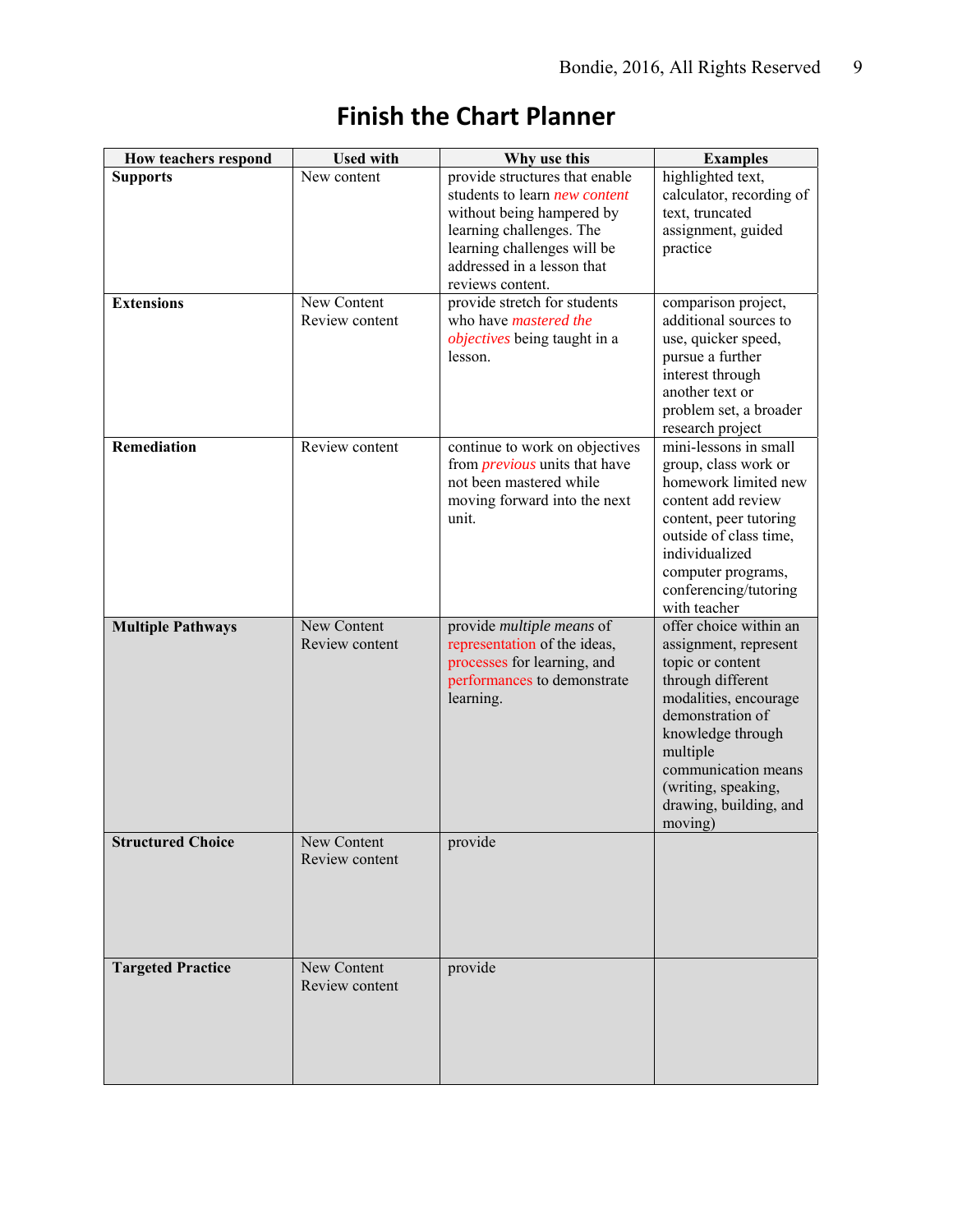# Finish the Chart Planner

| How teachers respond | Used with | Why use this | Examples |
|---|---|---|---|
| **Supports** | New content | provide structures that enable students to learn *new content* without being hampered by learning challenges. The learning challenges will be addressed in a lesson that reviews content. | highlighted text, calculator, recording of text, truncated assignment, guided practice |
| **Extensions** | New Content<br>Review content | provide stretch for students who have *mastered the objectives* being taught in a lesson. | comparison project, additional sources to use, quicker speed, pursue a further interest through another text or problem set, a broader research project |
| **Remediation** | Review content | continue to work on objectives from *previous* units that have not been mastered while moving forward into the next unit. | mini-lessons in small group, class work or homework limited new content add review content, peer tutoring outside of class time, individualized computer programs, conferencing/tutoring with teacher |
| **Multiple Pathways** | New Content<br>Review content | provide *multiple means* of representation of the ideas, processes for learning, and performances to demonstrate learning. | offer choice within an assignment, represent topic or content through different modalities, encourage demonstration of knowledge through multiple communication means (writing, speaking, drawing, building, and moving) |
| **Structured Choice** | New Content<br>Review content | provide | |
| **Targeted Practice** | New Content<br>Review content | provide | |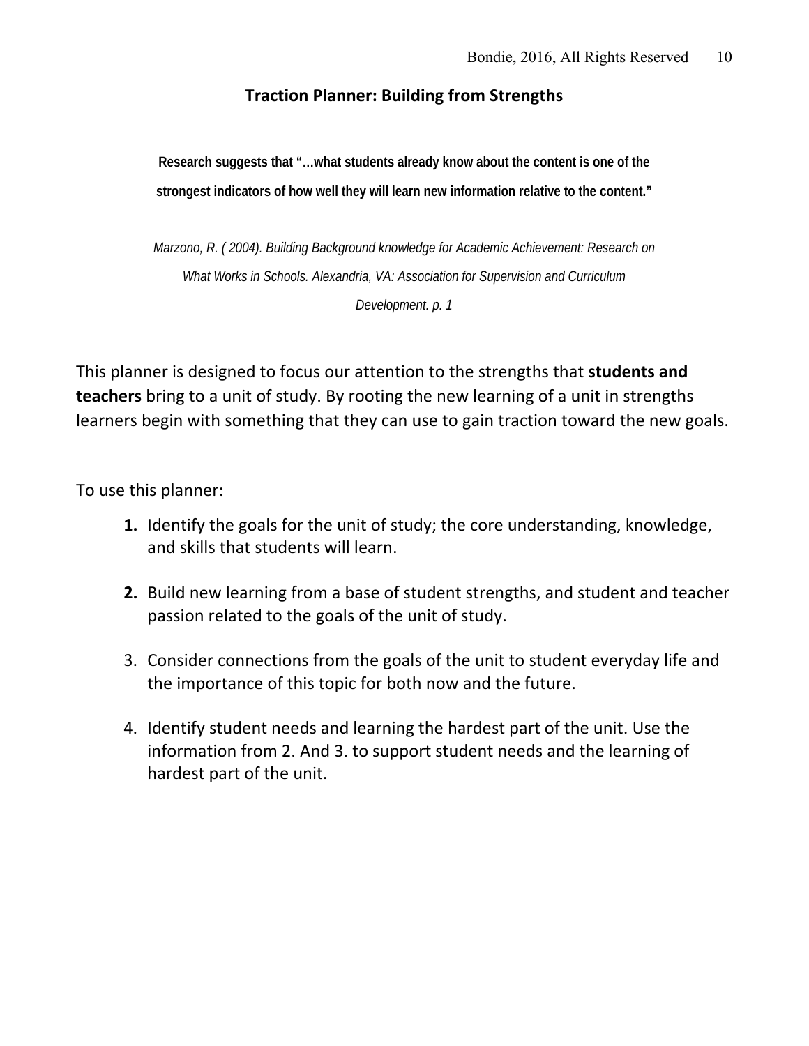## Traction Planner: Building from Strengths

**Research suggests that "…what students already know about the content is one of the strongest indicators of how well they will learn new information relative to the content."**

*Marzono, R. ( 2004). Building Background knowledge for Academic Achievement: Research on What Works in Schools. Alexandria, VA: Association for Supervision and Curriculum Development. p. 1*

This planner is designed to focus our attention to the strengths that **students and teachers** bring to a unit of study. By rooting the new learning of a unit in strengths learners begin with something that they can use to gain traction toward the new goals.

To use this planner:

1. Identify the goals for the unit of study; the core understanding, knowledge, and skills that students will learn.

2. Build new learning from a base of student strengths, and student and teacher passion related to the goals of the unit of study.

3. Consider connections from the goals of the unit to student everyday life and the importance of this topic for both now and the future.

4. Identify student needs and learning the hardest part of the unit. Use the information from 2. And 3. to support student needs and the learning of hardest part of the unit.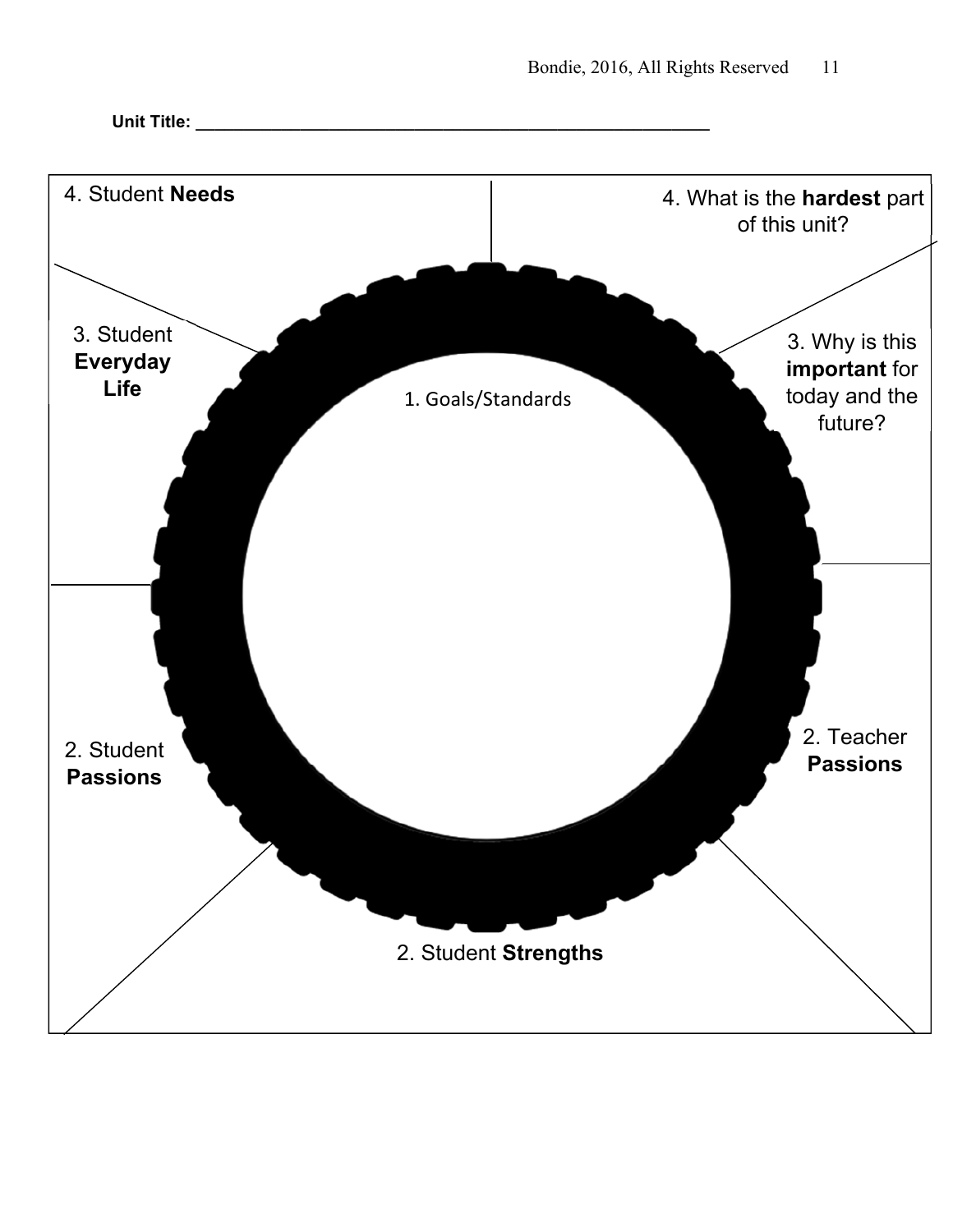**Unit Title:** ___________________________________________________________

1. Goals/Standards

2. Student **Passions**

2. Student **Strengths**

2. Teacher **Passions**

3. Student **Everyday Life**

3. Why is this **important** for today and the future?

4. Student **Needs**

4. What is the **hardest** part of this unit?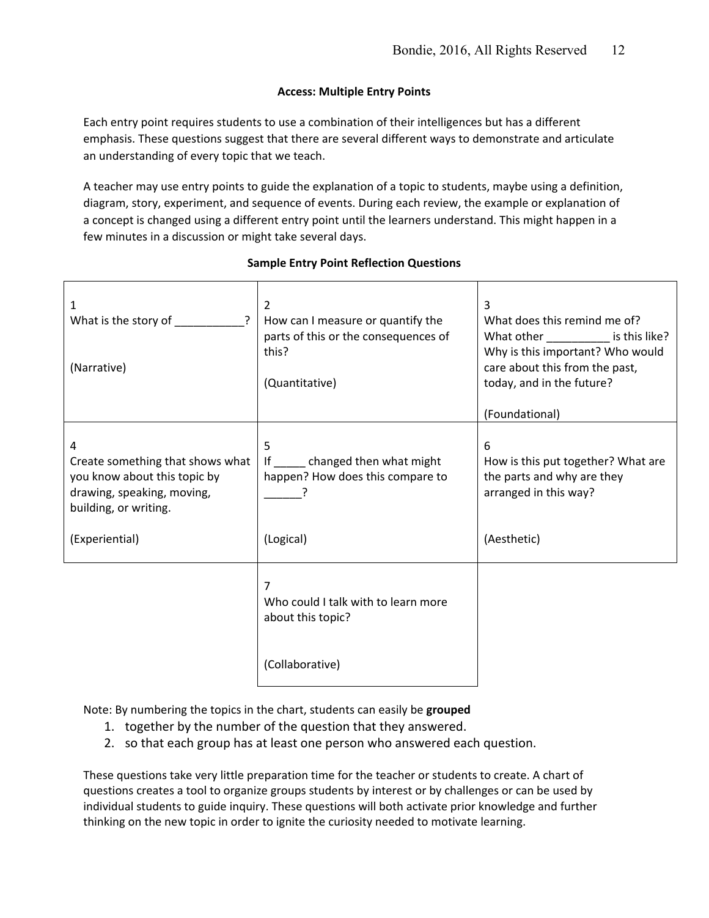## Access: Multiple Entry Points

Each entry point requires students to use a combination of their intelligences but has a different emphasis. These questions suggest that there are several different ways to demonstrate and articulate an understanding of every topic that we teach.

A teacher may use entry points to guide the explanation of a topic to students, maybe using a definition, diagram, story, experiment, and sequence of events. During each review, the example or explanation of a concept is changed using a different entry point until the learners understand. This might happen in a few minutes in a discussion or might take several days.

### Sample Entry Point Reflection Questions

| | | |
|---|---|---|
| 1<br>What is the story of ___________?<br><br>(Narrative) | 2<br>How can I measure or quantify the parts of this or the consequences of this?<br><br>(Quantitative) | 3<br>What does this remind me of? What other __________ is this like? Why is this important? Who would care about this from the past, today, and in the future?<br><br>(Foundational) |
| 4<br>Create something that shows what you know about this topic by drawing, speaking, moving, building, or writing.<br><br>(Experiential) | 5<br>If _____ changed then what might happen? How does this compare to ______?<br><br>(Logical) | 6<br>How is this put together? What are the parts and why are they arranged in this way?<br><br>(Aesthetic) |
| | 7<br>Who could I talk with to learn more about this topic?<br><br>(Collaborative) | |

Note: By numbering the topics in the chart, students can easily be **grouped**

1. together by the number of the question that they answered.
2. so that each group has at least one person who answered each question.

These questions take very little preparation time for the teacher or students to create. A chart of questions creates a tool to organize groups students by interest or by challenges or can be used by individual students to guide inquiry. These questions will both activate prior knowledge and further thinking on the new topic in order to ignite the curiosity needed to motivate learning.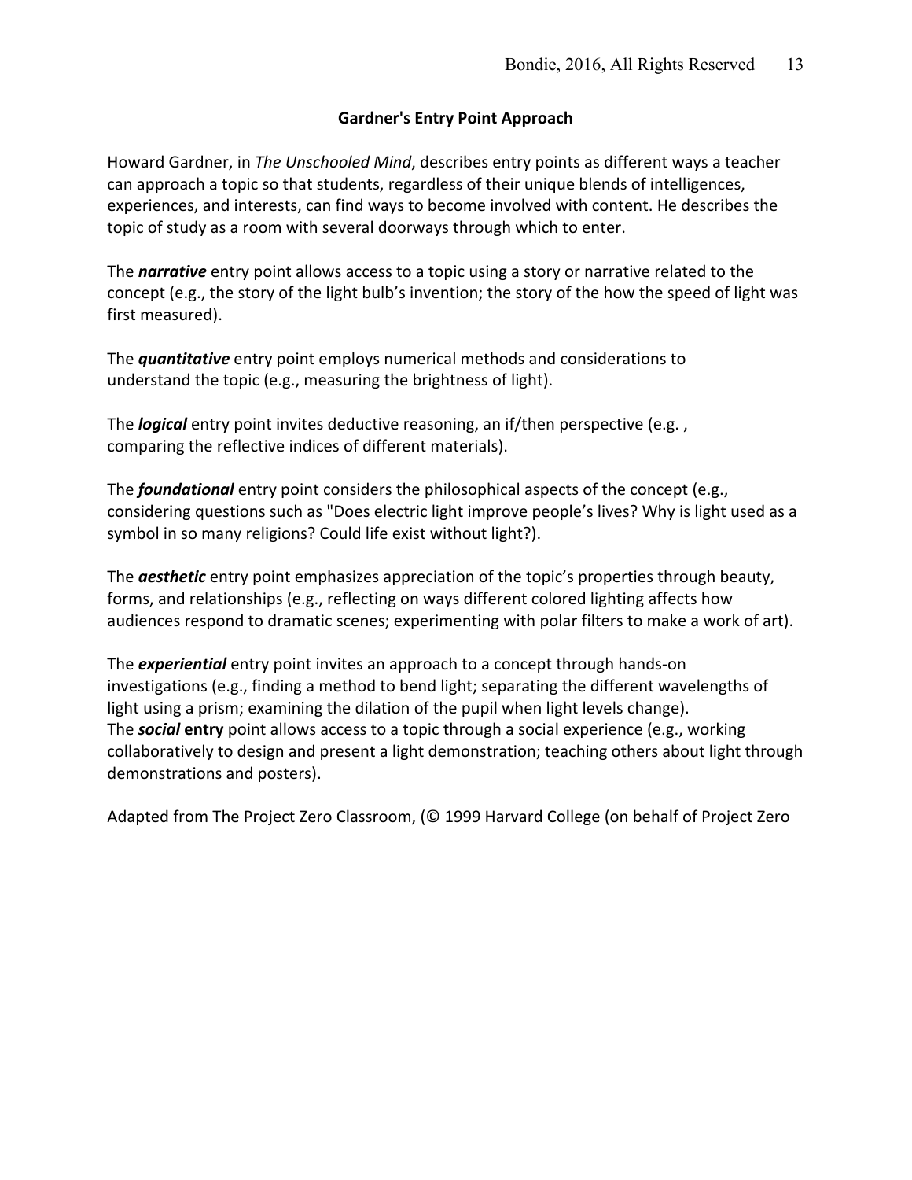## Gardner's Entry Point Approach

Howard Gardner, in *The Unschooled Mind*, describes entry points as different ways a teacher can approach a topic so that students, regardless of their unique blends of intelligences, experiences, and interests, can find ways to become involved with content. He describes the topic of study as a room with several doorways through which to enter.

The ***narrative*** entry point allows access to a topic using a story or narrative related to the concept (e.g., the story of the light bulb's invention; the story of the how the speed of light was first measured).

The ***quantitative*** entry point employs numerical methods and considerations to understand the topic (e.g., measuring the brightness of light).

The ***logical*** entry point invites deductive reasoning, an if/then perspective (e.g. , comparing the reflective indices of different materials).

The ***foundational*** entry point considers the philosophical aspects of the concept (e.g., considering questions such as "Does electric light improve people's lives? Why is light used as a symbol in so many religions? Could life exist without light?).

The ***aesthetic*** entry point emphasizes appreciation of the topic's properties through beauty, forms, and relationships (e.g., reflecting on ways different colored lighting affects how audiences respond to dramatic scenes; experimenting with polar filters to make a work of art).

The ***experiential*** entry point invites an approach to a concept through hands-on investigations (e.g., finding a method to bend light; separating the different wavelengths of light using a prism; examining the dilation of the pupil when light levels change).
The ***social*** **entry** point allows access to a topic through a social experience (e.g., working collaboratively to design and present a light demonstration; teaching others about light through demonstrations and posters).

Adapted from The Project Zero Classroom, (© 1999 Harvard College (on behalf of Project Zero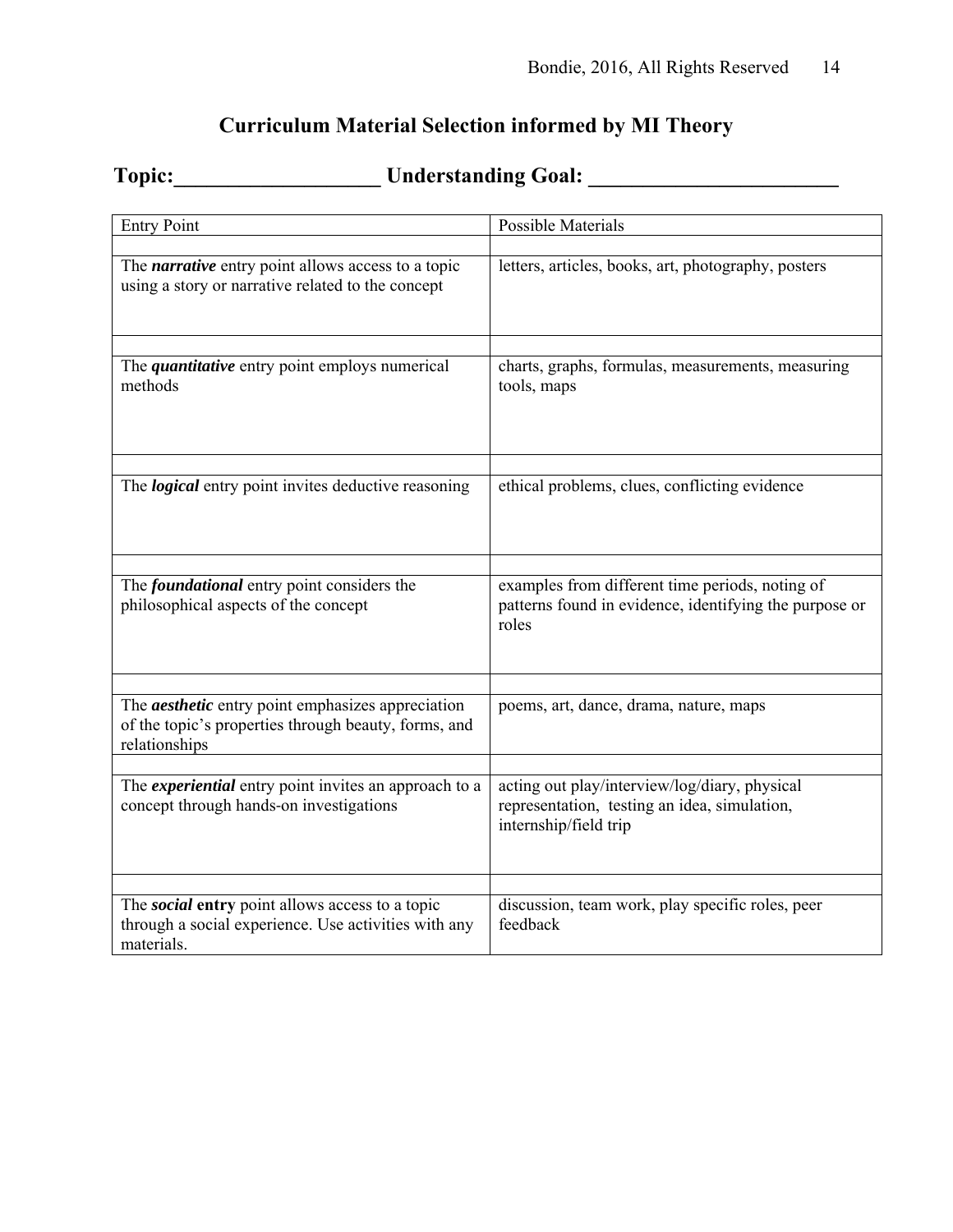# Curriculum Material Selection informed by MI Theory

## Topic:___________________ Understanding Goal: _______________________

| Entry Point | Possible Materials |
|---|---|
| | |
| The ***narrative*** entry point allows access to a topic using a story or narrative related to the concept | letters, articles, books, art, photography, posters |
| | |
| The ***quantitative*** entry point employs numerical methods | charts, graphs, formulas, measurements, measuring tools, maps |
| | |
| The ***logical*** entry point invites deductive reasoning | ethical problems, clues, conflicting evidence |
| | |
| The ***foundational*** entry point considers the philosophical aspects of the concept | examples from different time periods, noting of patterns found in evidence, identifying the purpose or roles |
| | |
| The ***aesthetic*** entry point emphasizes appreciation of the topic's properties through beauty, forms, and relationships | poems, art, dance, drama, nature, maps |
| | |
| The ***experiential*** entry point invites an approach to a concept through hands-on investigations | acting out play/interview/log/diary, physical representation, testing an idea, simulation, internship/field trip |
| | |
| The ***social* entry** point allows access to a topic through a social experience. Use activities with any materials. | discussion, team work, play specific roles, peer feedback |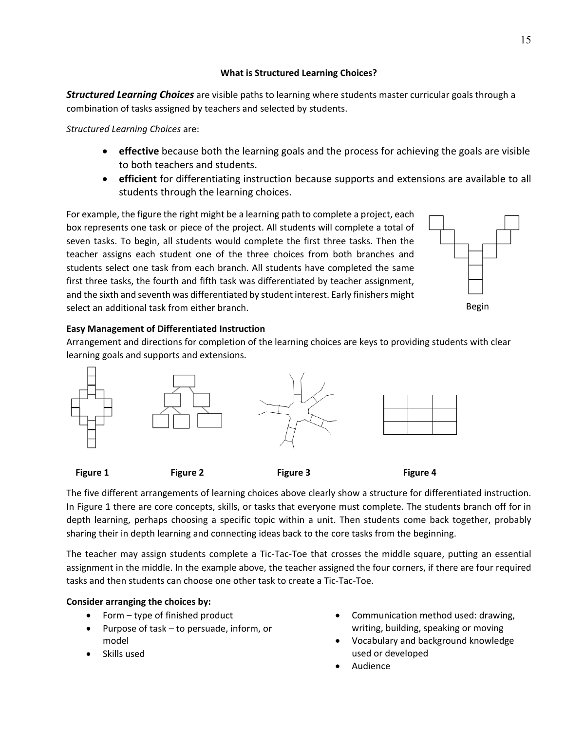**What is Structured Learning Choices?**

***Structured Learning Choices*** are visible paths to learning where students master curricular goals through a combination of tasks assigned by teachers and selected by students.

*Structured Learning Choices* are:

- **effective** because both the learning goals and the process for achieving the goals are visible to both teachers and students.
- **efficient** for differentiating instruction because supports and extensions are available to all students through the learning choices.

For example, the figure the right might be a learning path to complete a project, each box represents one task or piece of the project. All students will complete a total of seven tasks. To begin, all students would complete the first three tasks. Then the teacher assigns each student one of the three choices from both branches and students select one task from each branch. All students have completed the same first three tasks, the fourth and fifth task was differentiated by teacher assignment, and the sixth and seventh was differentiated by student interest. Early finishers might select an additional task from either branch.

Begin

**Easy Management of Differentiated Instruction**

Arrangement and directions for completion of the learning choices are keys to providing students with clear learning goals and supports and extensions.

**Figure 1** **Figure 2** **Figure 3** **Figure 4**

The five different arrangements of learning choices above clearly show a structure for differentiated instruction. In Figure 1 there are core concepts, skills, or tasks that everyone must complete. The students branch off for in depth learning, perhaps choosing a specific topic within a unit. Then students come back together, probably sharing their in depth learning and connecting ideas back to the core tasks from the beginning.

The teacher may assign students complete a Tic-Tac-Toe that crosses the middle square, putting an essential assignment in the middle. In the example above, the teacher assigned the four corners, if there are four required tasks and then students can choose one other task to create a Tic-Tac-Toe.

**Consider arranging the choices by:**

- Form – type of finished product
- Purpose of task – to persuade, inform, or model
- Skills used
- Communication method used: drawing, writing, building, speaking or moving
- Vocabulary and background knowledge used or developed
- Audience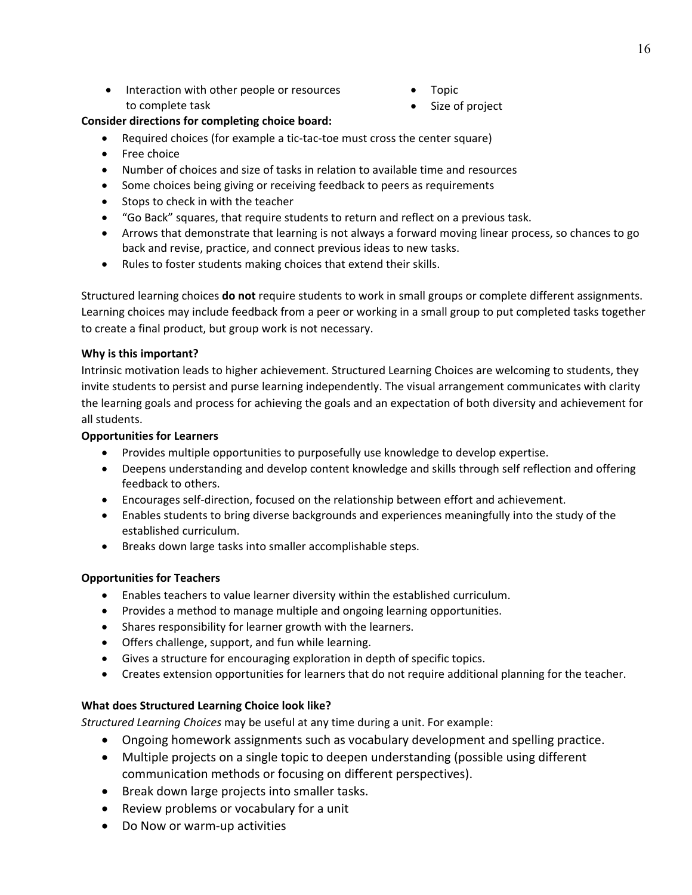- Interaction with other people or resources to complete task
- Topic
- Size of project

**Consider directions for completing choice board:**

- Required choices (for example a tic-tac-toe must cross the center square)
- Free choice
- Number of choices and size of tasks in relation to available time and resources
- Some choices being giving or receiving feedback to peers as requirements
- Stops to check in with the teacher
- "Go Back" squares, that require students to return and reflect on a previous task.
- Arrows that demonstrate that learning is not always a forward moving linear process, so chances to go back and revise, practice, and connect previous ideas to new tasks.
- Rules to foster students making choices that extend their skills.

Structured learning choices **do not** require students to work in small groups or complete different assignments. Learning choices may include feedback from a peer or working in a small group to put completed tasks together to create a final product, but group work is not necessary.

**Why is this important?**

Intrinsic motivation leads to higher achievement. Structured Learning Choices are welcoming to students, they invite students to persist and purse learning independently. The visual arrangement communicates with clarity the learning goals and process for achieving the goals and an expectation of both diversity and achievement for all students.

**Opportunities for Learners**

- Provides multiple opportunities to purposefully use knowledge to develop expertise.
- Deepens understanding and develop content knowledge and skills through self reflection and offering feedback to others.
- Encourages self-direction, focused on the relationship between effort and achievement.
- Enables students to bring diverse backgrounds and experiences meaningfully into the study of the established curriculum.
- Breaks down large tasks into smaller accomplishable steps.

**Opportunities for Teachers**

- Enables teachers to value learner diversity within the established curriculum.
- Provides a method to manage multiple and ongoing learning opportunities.
- Shares responsibility for learner growth with the learners.
- Offers challenge, support, and fun while learning.
- Gives a structure for encouraging exploration in depth of specific topics.
- Creates extension opportunities for learners that do not require additional planning for the teacher.

**What does Structured Learning Choice look like?**

*Structured Learning Choices* may be useful at any time during a unit. For example:

- Ongoing homework assignments such as vocabulary development and spelling practice.
- Multiple projects on a single topic to deepen understanding (possible using different communication methods or focusing on different perspectives).
- Break down large projects into smaller tasks.
- Review problems or vocabulary for a unit
- Do Now or warm-up activities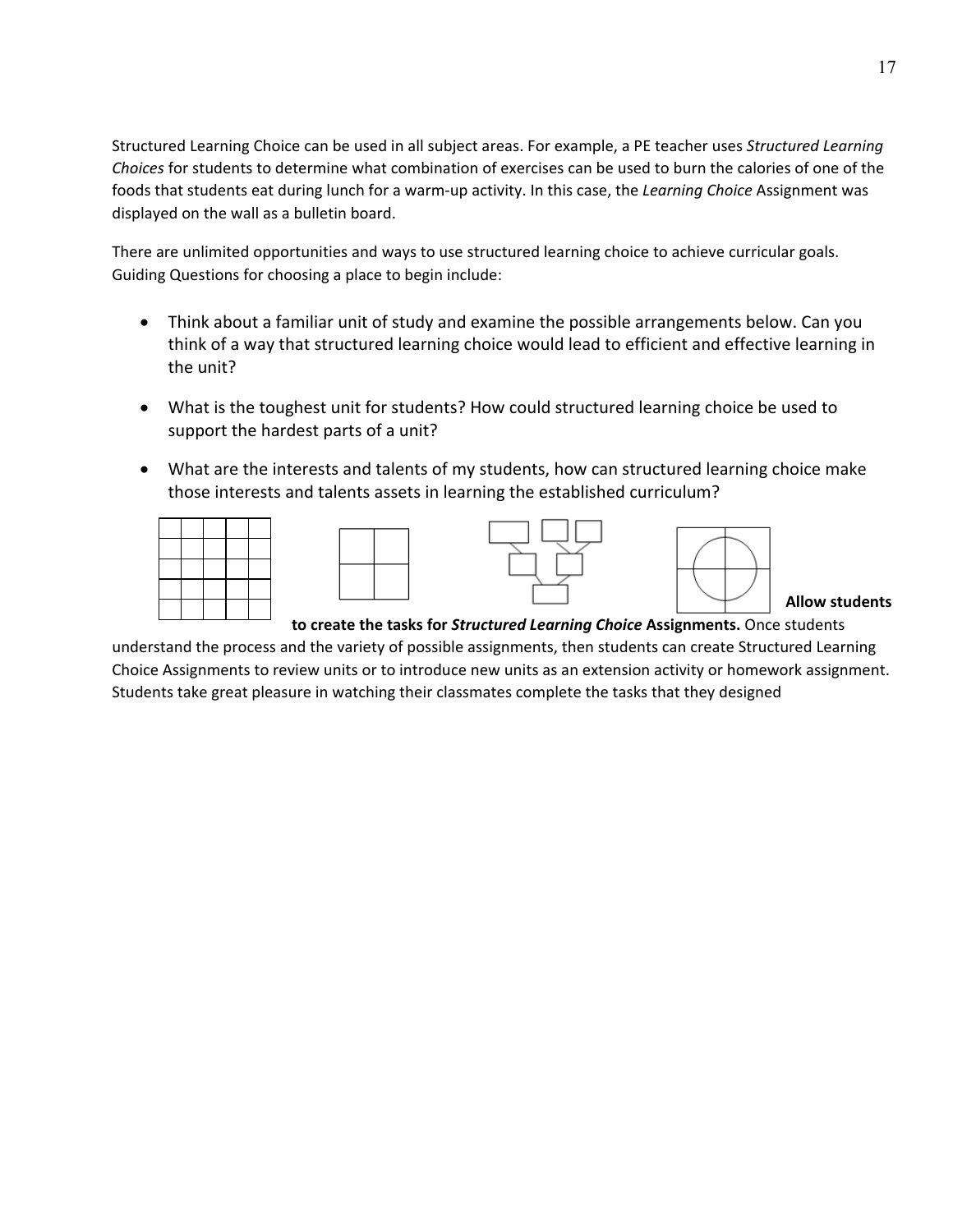Structured Learning Choice can be used in all subject areas. For example, a PE teacher uses *Structured Learning Choices* for students to determine what combination of exercises can be used to burn the calories of one of the foods that students eat during lunch for a warm-up activity. In this case, the *Learning Choice* Assignment was displayed on the wall as a bulletin board.

There are unlimited opportunities and ways to use structured learning choice to achieve curricular goals. Guiding Questions for choosing a place to begin include:

- Think about a familiar unit of study and examine the possible arrangements below. Can you think of a way that structured learning choice would lead to efficient and effective learning in the unit?
- What is the toughest unit for students? How could structured learning choice be used to support the hardest parts of a unit?
- What are the interests and talents of my students, how can structured learning choice make those interests and talents assets in learning the established curriculum?

**Allow students to create the tasks for *Structured Learning Choice* Assignments.** Once students understand the process and the variety of possible assignments, then students can create Structured Learning Choice Assignments to review units or to introduce new units as an extension activity or homework assignment. Students take great pleasure in watching their classmates complete the tasks that they designed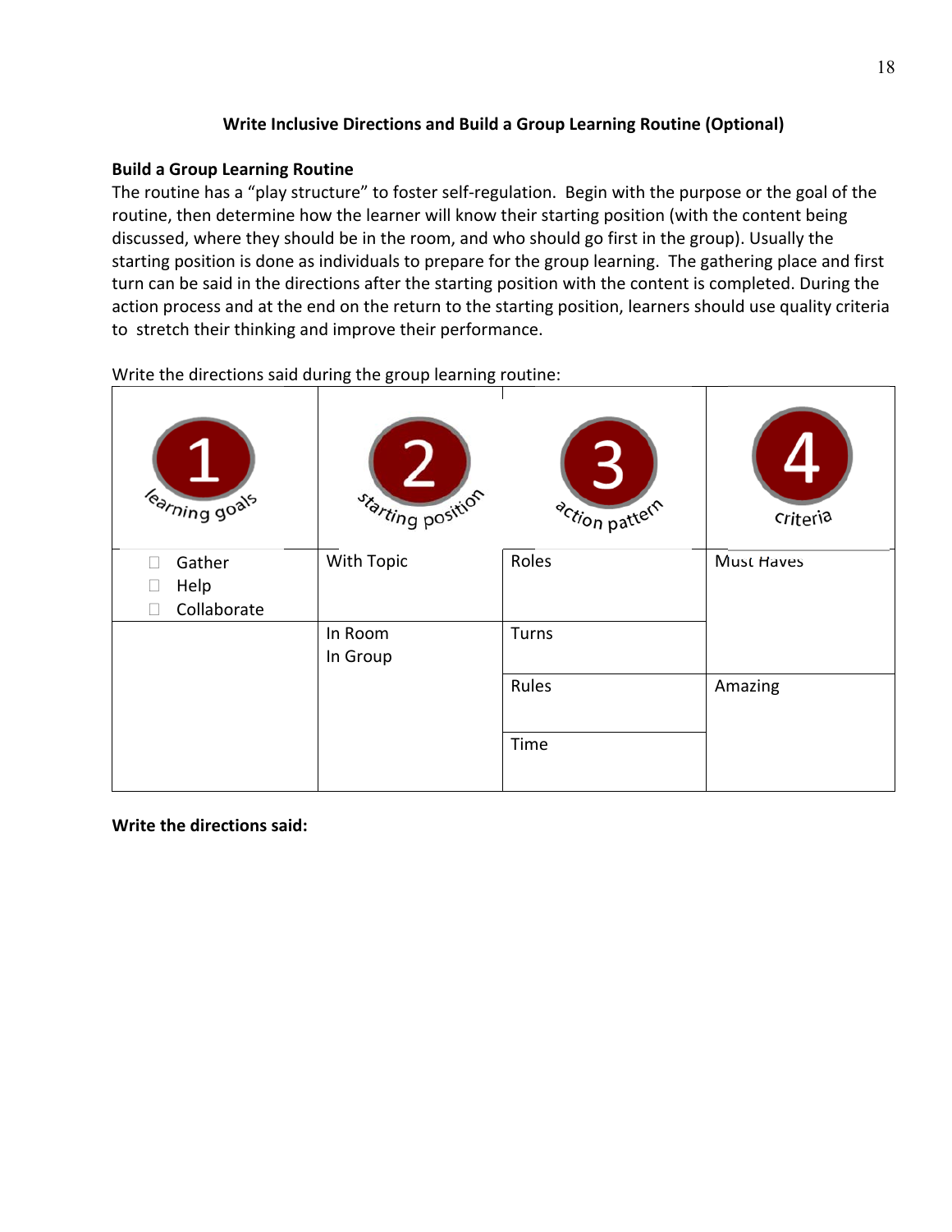### Write Inclusive Directions and Build a Group Learning Routine (Optional)

**Build a Group Learning Routine**

The routine has a "play structure" to foster self-regulation. Begin with the purpose or the goal of the routine, then determine how the learner will know their starting position (with the content being discussed, where they should be in the room, and who should go first in the group). Usually the starting position is done as individuals to prepare for the group learning. The gathering place and first turn can be said in the directions after the starting position with the content is completed. During the action process and at the end on the return to the starting position, learners should use quality criteria to stretch their thinking and improve their performance.

Write the directions said during the group learning routine:

| 1 learning goals | 2 starting position | 3 action pattern | 4 criteria |
|---|---|---|---|
| ☐ Gather<br>☐ Help<br>☐ Collaborate | With Topic | Roles | Must Haves |
| | In Room<br>In Group | Turns | |
| | | Rules | Amazing |
| | | Time | |

**Write the directions said:**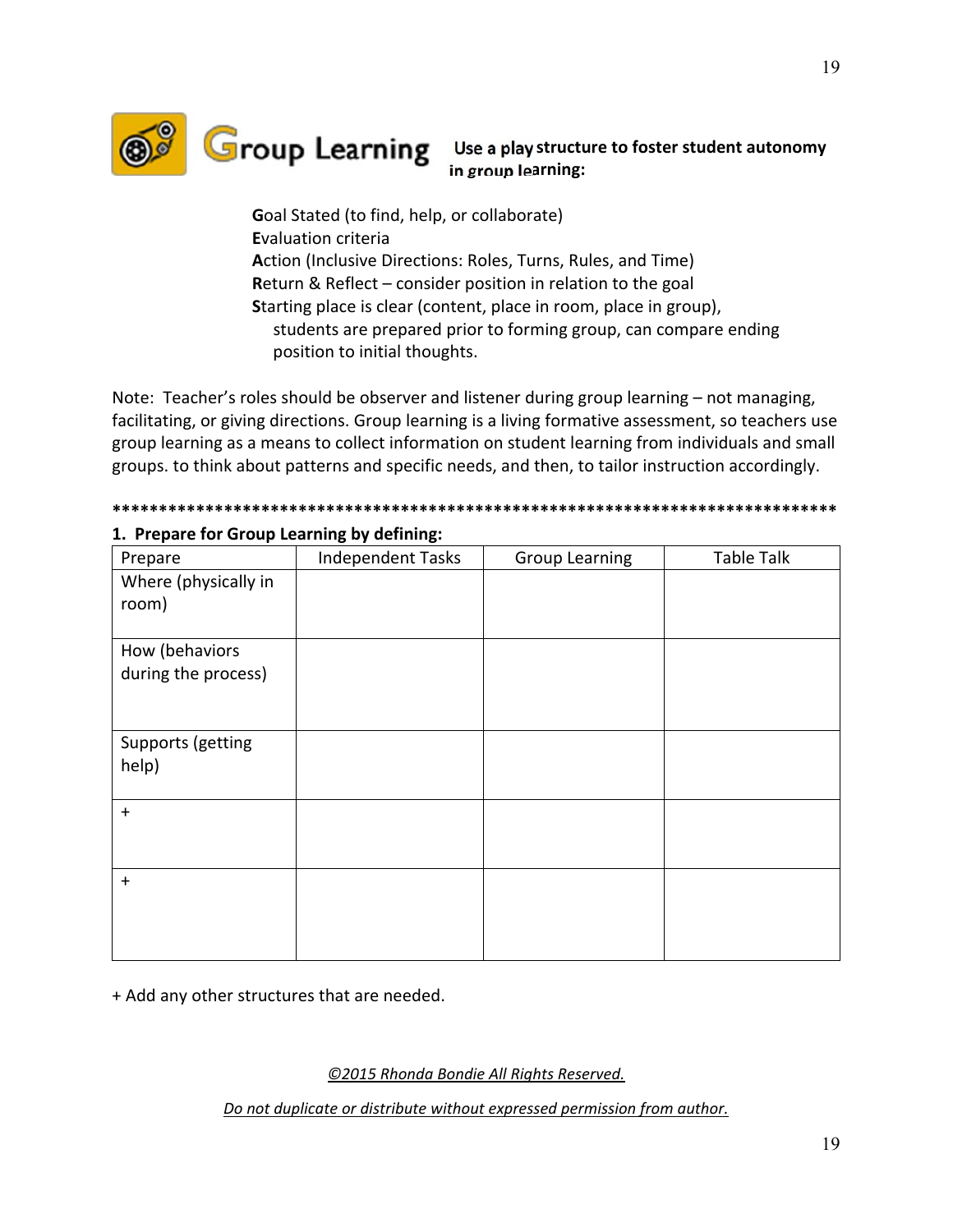# Group Learning

**Use a play structure to foster student autonomy in group learning:**

**G**oal Stated (to find, help, or collaborate)
**E**valuation criteria
**A**ction (Inclusive Directions: Roles, Turns, Rules, and Time)
**R**eturn & Reflect – consider position in relation to the goal
**S**tarting place is clear (content, place in room, place in group), students are prepared prior to forming group, can compare ending position to initial thoughts.

Note: Teacher's roles should be observer and listener during group learning – not managing, facilitating, or giving directions. Group learning is a living formative assessment, so teachers use group learning as a means to collect information on student learning from individuals and small groups. to think about patterns and specific needs, and then, to tailor instruction accordingly.

******************************************************************************

**1. Prepare for Group Learning by defining:**

| Prepare | Independent Tasks | Group Learning | Table Talk |
|---|---|---|---|
| Where (physically in room) | | | |
| How (behaviors during the process) | | | |
| Supports (getting help) | | | |
| + | | | |
| + | | | |

+ Add any other structures that are needed.

*©2015 Rhonda Bondie All Rights Reserved.*

*Do not duplicate or distribute without expressed permission from author.*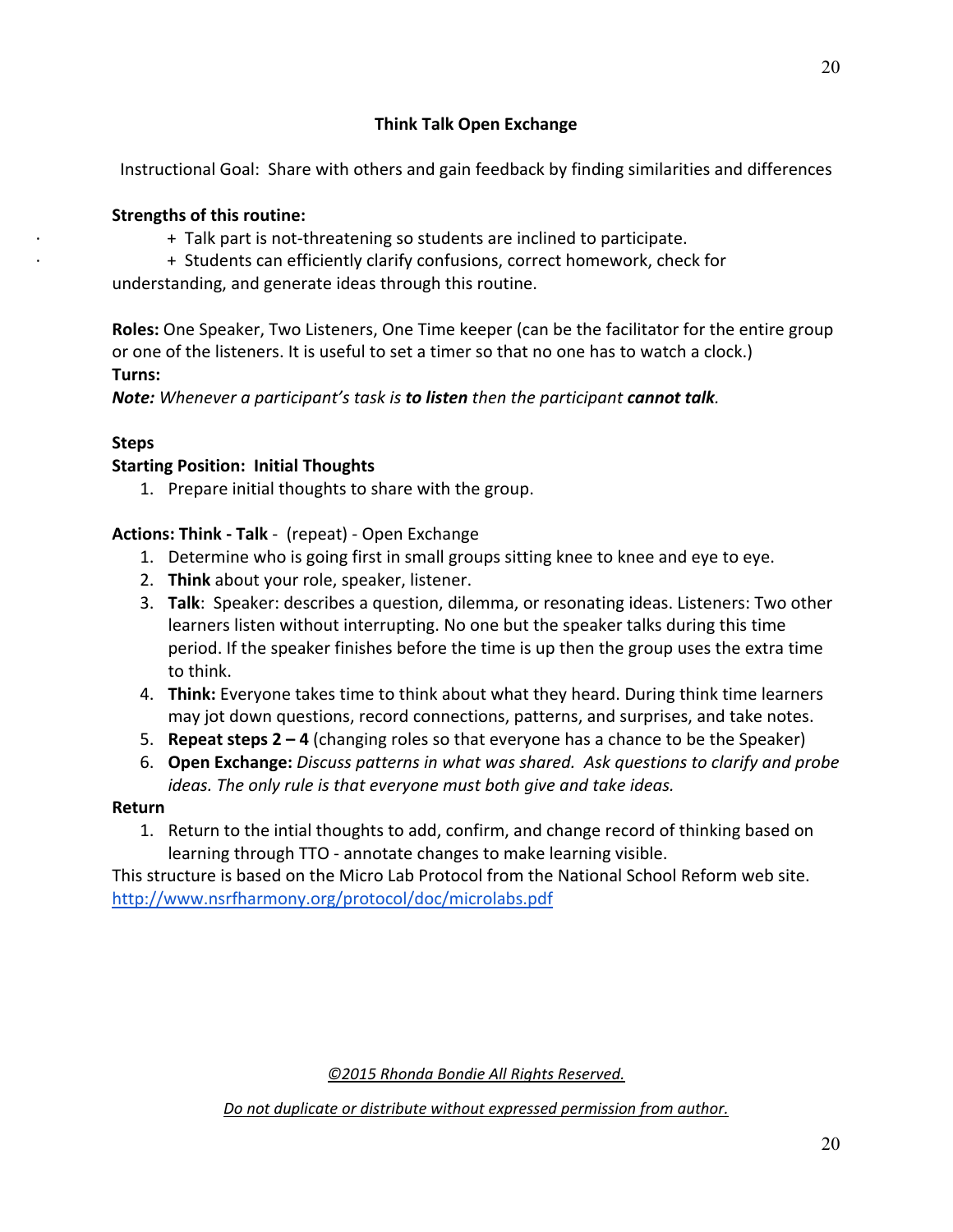**Think Talk Open Exchange**

Instructional Goal: Share with others and gain feedback by finding similarities and differences

**Strengths of this routine:**

- + Talk part is not-threatening so students are inclined to participate.
- + Students can efficiently clarify confusions, correct homework, check for understanding, and generate ideas through this routine.

**Roles:** One Speaker, Two Listeners, One Time keeper (can be the facilitator for the entire group or one of the listeners. It is useful to set a timer so that no one has to watch a clock.)

**Turns:**

***Note:*** *Whenever a participant's task is **to listen** then the participant **cannot talk**.*

**Steps**

**Starting Position: Initial Thoughts**

1. Prepare initial thoughts to share with the group.

**Actions: Think - Talk** - (repeat) - Open Exchange

1. Determine who is going first in small groups sitting knee to knee and eye to eye.
2. **Think** about your role, speaker, listener.
3. **Talk**: Speaker: describes a question, dilemma, or resonating ideas. Listeners: Two other learners listen without interrupting. No one but the speaker talks during this time period. If the speaker finishes before the time is up then the group uses the extra time to think.
4. **Think:** Everyone takes time to think about what they heard. During think time learners may jot down questions, record connections, patterns, and surprises, and take notes.
5. **Repeat steps 2 – 4** (changing roles so that everyone has a chance to be the Speaker)
6. **Open Exchange:** *Discuss patterns in what was shared. Ask questions to clarify and probe ideas. The only rule is that everyone must both give and take ideas.*

**Return**

1. Return to the intial thoughts to add, confirm, and change record of thinking based on learning through TTO - annotate changes to make learning visible.

This structure is based on the Micro Lab Protocol from the National School Reform web site. http://www.nsrfharmony.org/protocol/doc/microlabs.pdf

*©2015 Rhonda Bondie All Rights Reserved.*

*Do not duplicate or distribute without expressed permission from author.*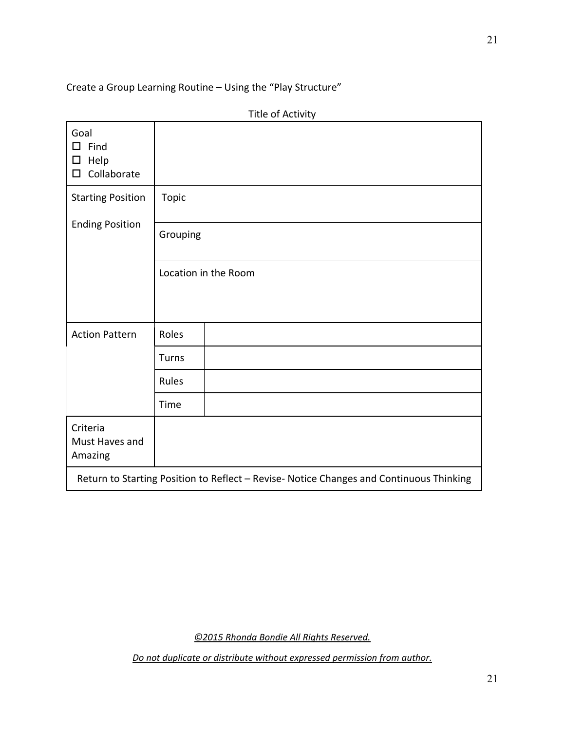Create a Group Learning Routine – Using the "Play Structure"

Title of Activity

| | | |
|---|---|---|
| Goal<br>☐ Find<br>☐ Help<br>☐ Collaborate | | |
| Starting Position<br><br>Ending Position | Topic | |
| | Grouping | |
| | Location in the Room | |
| Action Pattern | Roles | |
| | Turns | |
| | Rules | |
| | Time | |
| Criteria<br>Must Haves and Amazing | | |
| Return to Starting Position to Reflect – Revise- Notice Changes and Continuous Thinking | | |

*©2015 Rhonda Bondie All Rights Reserved.*

*Do not duplicate or distribute without expressed permission from author.*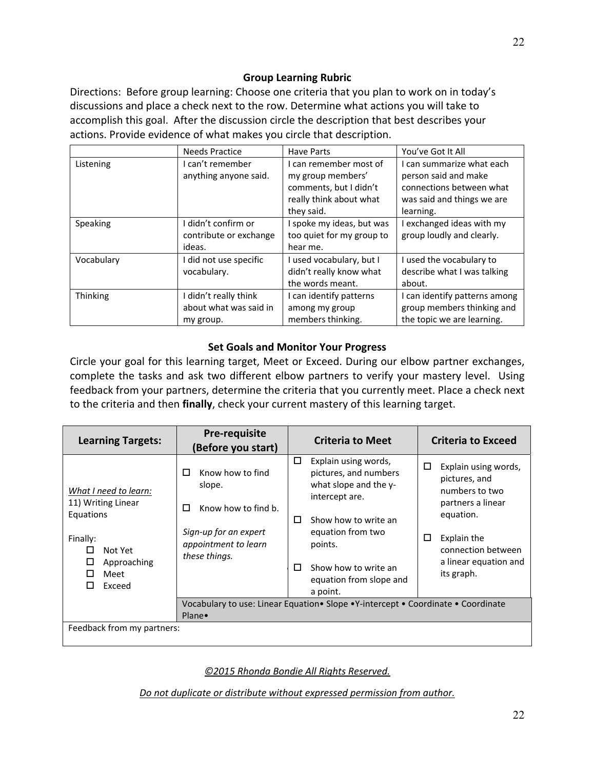### Group Learning Rubric

Directions: Before group learning: Choose one criteria that you plan to work on in today's discussions and place a check next to the row. Determine what actions you will take to accomplish this goal. After the discussion circle the description that best describes your actions. Provide evidence of what makes you circle that description.

| | Needs Practice | Have Parts | You've Got It All |
|---|---|---|---|
| Listening | I can't remember anything anyone said. | I can remember most of my group members' comments, but I didn't really think about what they said. | I can summarize what each person said and make connections between what was said and things we are learning. |
| Speaking | I didn't confirm or contribute or exchange ideas. | I spoke my ideas, but was too quiet for my group to hear me. | I exchanged ideas with my group loudly and clearly. |
| Vocabulary | I did not use specific vocabulary. | I used vocabulary, but I didn't really know what the words meant. | I used the vocabulary to describe what I was talking about. |
| Thinking | I didn't really think about what was said in my group. | I can identify patterns among my group members thinking. | I can identify patterns among group members thinking and the topic we are learning. |

### Set Goals and Monitor Your Progress

Circle your goal for this learning target, Meet or Exceed. During our elbow partner exchanges, complete the tasks and ask two different elbow partners to verify your mastery level. Using feedback from your partners, determine the criteria that you currently meet. Place a check next to the criteria and then **finally**, check your current mastery of this learning target.

| Learning Targets: | Pre-requisite (Before you start) | Criteria to Meet | Criteria to Exceed |
|---|---|---|---|
| *What I need to learn:*<br>11) Writing Linear Equations<br><br>Finally:<br>☐ Not Yet<br>☐ Approaching<br>☐ Meet<br>☐ Exceed | ☐ Know how to find slope.<br><br>☐ Know how to find b.<br><br>*Sign-up for an expert appointment to learn these things.* | ☐ Explain using words, pictures, and numbers what slope and the y-intercept are.<br><br>☐ Show how to write an equation from two points.<br><br>☐ Show how to write an equation from slope and a point. | ☐ Explain using words, pictures, and numbers to two partners a linear equation.<br><br>☐ Explain the connection between a linear equation and its graph. |
| | Vocabulary to use: Linear Equation• Slope •Y-intercept • Coordinate • Coordinate Plane• | | |
| Feedback from my partners: | | | |

*©2015 Rhonda Bondie All Rights Reserved.*

*Do not duplicate or distribute without expressed permission from author.*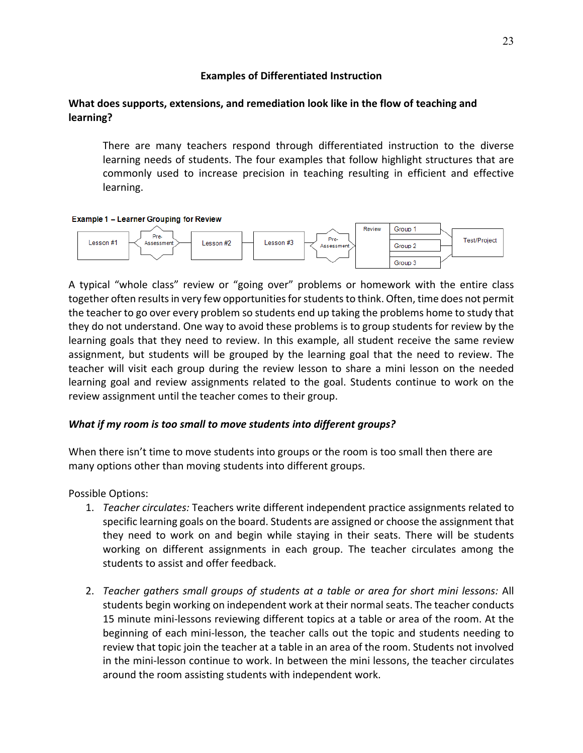**Examples of Differentiated Instruction**

**What does supports, extensions, and remediation look like in the flow of teaching and learning?**

There are many teachers respond through differentiated instruction to the diverse learning needs of students. The four examples that follow highlight structures that are commonly used to increase precision in teaching resulting in efficient and effective learning.

**Example 1 – Learner Grouping for Review**

Lesson #1 → Pre-Assessment → Lesson #2 → Lesson #3 → Pre-Assessment → Review (Group 1, Group 2, Group 3) → Test/Project

A typical "whole class" review or "going over" problems or homework with the entire class together often results in very few opportunities for students to think. Often, time does not permit the teacher to go over every problem so students end up taking the problems home to study that they do not understand. One way to avoid these problems is to group students for review by the learning goals that they need to review. In this example, all student receive the same review assignment, but students will be grouped by the learning goal that the need to review. The teacher will visit each group during the review lesson to share a mini lesson on the needed learning goal and review assignments related to the goal. Students continue to work on the review assignment until the teacher comes to their group.

***What if my room is too small to move students into different groups?***

When there isn't time to move students into groups or the room is too small then there are many options other than moving students into different groups.

Possible Options:

1. *Teacher circulates:* Teachers write different independent practice assignments related to specific learning goals on the board. Students are assigned or choose the assignment that they need to work on and begin while staying in their seats. There will be students working on different assignments in each group. The teacher circulates among the students to assist and offer feedback.

2. *Teacher gathers small groups of students at a table or area for short mini lessons:* All students begin working on independent work at their normal seats. The teacher conducts 15 minute mini-lessons reviewing different topics at a table or area of the room. At the beginning of each mini-lesson, the teacher calls out the topic and students needing to review that topic join the teacher at a table in an area of the room. Students not involved in the mini-lesson continue to work. In between the mini lessons, the teacher circulates around the room assisting students with independent work.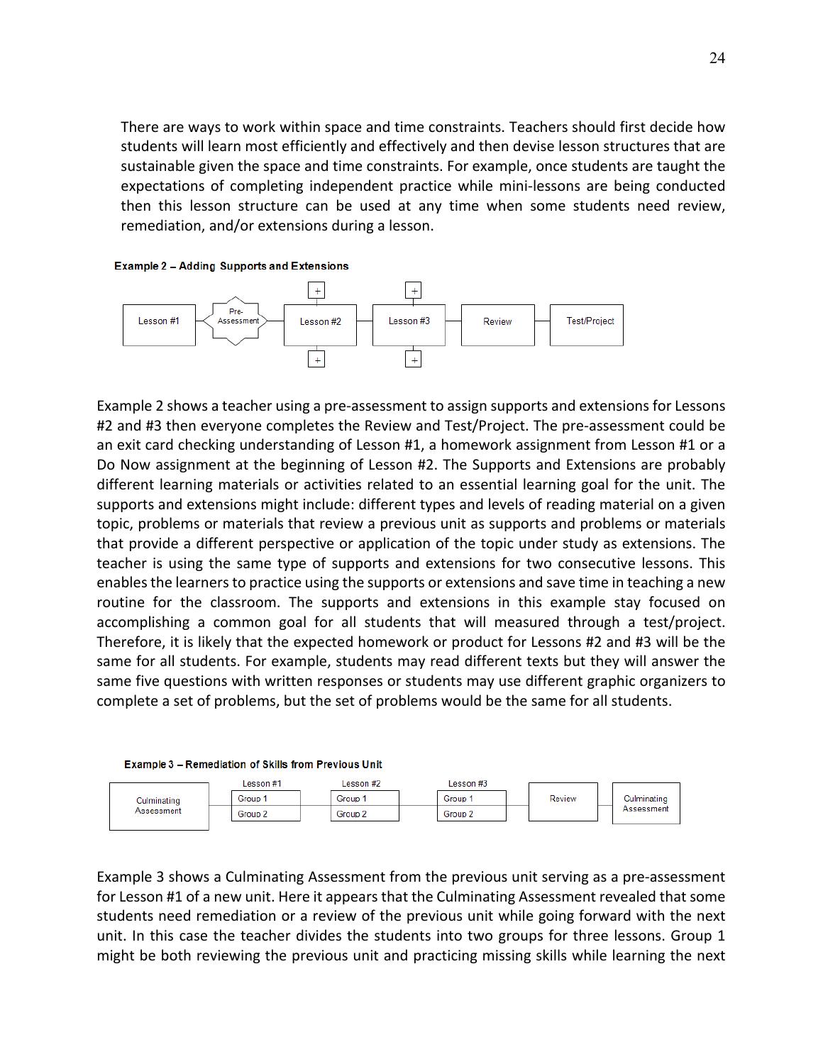There are ways to work within space and time constraints. Teachers should first decide how students will learn most efficiently and effectively and then devise lesson structures that are sustainable given the space and time constraints. For example, once students are taught the expectations of completing independent practice while mini-lessons are being conducted then this lesson structure can be used at any time when some students need review, remediation, and/or extensions during a lesson.

**Example 2 – Adding Supports and Extensions**

Lesson #1 — Pre-Assessment — Lesson #2 (+ / +) — Lesson #3 (+ / +) — Review — Test/Project

Example 2 shows a teacher using a pre-assessment to assign supports and extensions for Lessons #2 and #3 then everyone completes the Review and Test/Project. The pre-assessment could be an exit card checking understanding of Lesson #1, a homework assignment from Lesson #1 or a Do Now assignment at the beginning of Lesson #2. The Supports and Extensions are probably different learning materials or activities related to an essential learning goal for the unit. The supports and extensions might include: different types and levels of reading material on a given topic, problems or materials that review a previous unit as supports and problems or materials that provide a different perspective or application of the topic under study as extensions. The teacher is using the same type of supports and extensions for two consecutive lessons. This enables the learners to practice using the supports or extensions and save time in teaching a new routine for the classroom. The supports and extensions in this example stay focused on accomplishing a common goal for all students that will measured through a test/project. Therefore, it is likely that the expected homework or product for Lessons #2 and #3 will be the same for all students. For example, students may read different texts but they will answer the same five questions with written responses or students may use different graphic organizers to complete a set of problems, but the set of problems would be the same for all students.

**Example 3 – Remediation of Skills from Previous Unit**

Culminating Assessment — Lesson #1 (Group 1 / Group 2) — Lesson #2 (Group 1 / Group 2) — Lesson #3 (Group 1 / Group 2) — Review — Culminating Assessment

Example 3 shows a Culminating Assessment from the previous unit serving as a pre-assessment for Lesson #1 of a new unit. Here it appears that the Culminating Assessment revealed that some students need remediation or a review of the previous unit while going forward with the next unit. In this case the teacher divides the students into two groups for three lessons. Group 1 might be both reviewing the previous unit and practicing missing skills while learning the next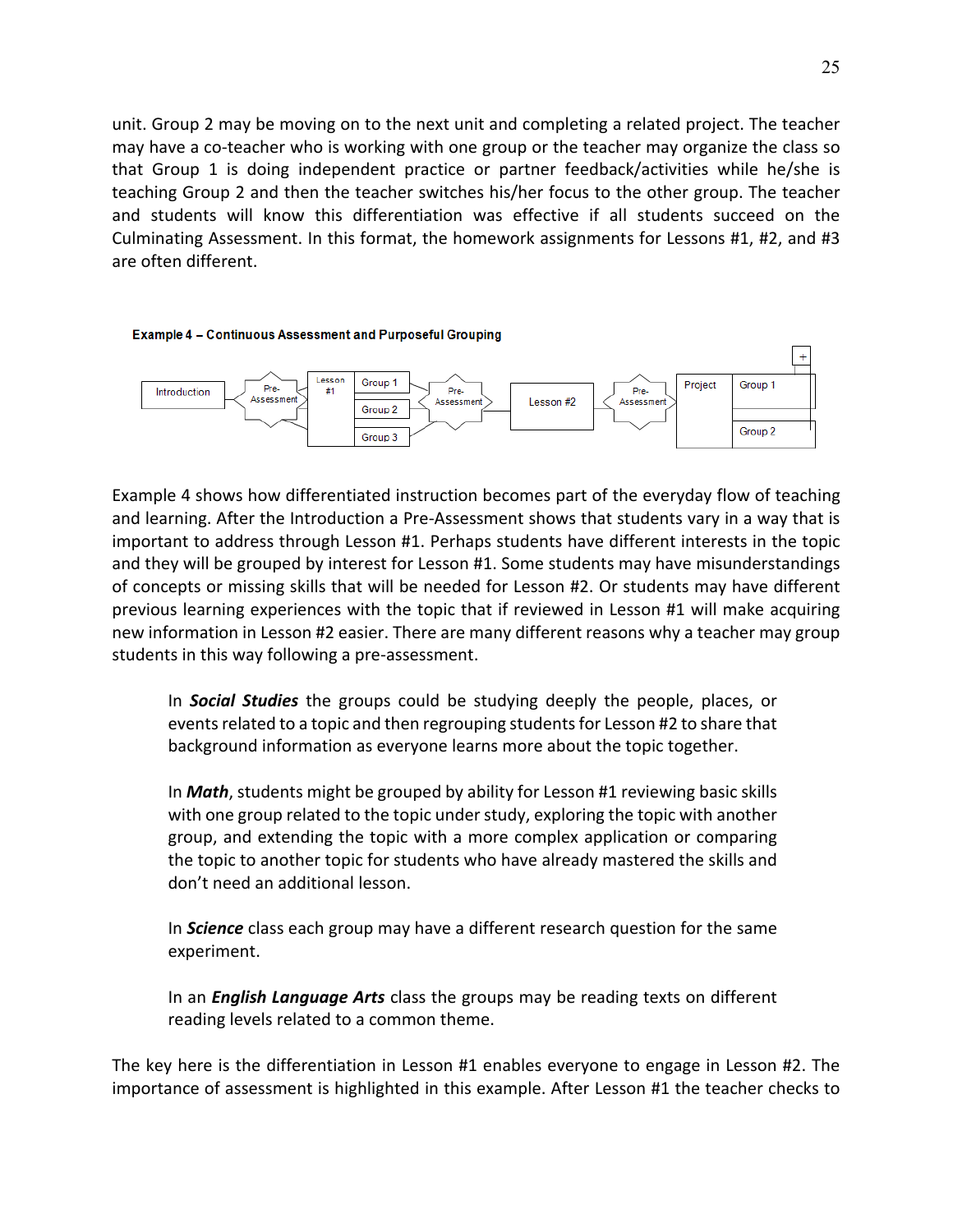unit. Group 2 may be moving on to the next unit and completing a related project. The teacher may have a co-teacher who is working with one group or the teacher may organize the class so that Group 1 is doing independent practice or partner feedback/activities while he/she is teaching Group 2 and then the teacher switches his/her focus to the other group. The teacher and students will know this differentiation was effective if all students succeed on the Culminating Assessment. In this format, the homework assignments for Lessons #1, #2, and #3 are often different.

**Example 4 – Continuous Assessment and Purposeful Grouping**

Introduction → Pre-Assessment → Lesson #1 (Group 1, Group 2, Group 3) → Pre-Assessment → Lesson #2 → Pre-Assessment → Project (Group 1, Group 2)

Example 4 shows how differentiated instruction becomes part of the everyday flow of teaching and learning. After the Introduction a Pre-Assessment shows that students vary in a way that is important to address through Lesson #1. Perhaps students have different interests in the topic and they will be grouped by interest for Lesson #1. Some students may have misunderstandings of concepts or missing skills that will be needed for Lesson #2. Or students may have different previous learning experiences with the topic that if reviewed in Lesson #1 will make acquiring new information in Lesson #2 easier. There are many different reasons why a teacher may group students in this way following a pre-assessment.

> In ***Social Studies*** the groups could be studying deeply the people, places, or events related to a topic and then regrouping students for Lesson #2 to share that background information as everyone learns more about the topic together.
>
> In ***Math***, students might be grouped by ability for Lesson #1 reviewing basic skills with one group related to the topic under study, exploring the topic with another group, and extending the topic with a more complex application or comparing the topic to another topic for students who have already mastered the skills and don't need an additional lesson.
>
> In ***Science*** class each group may have a different research question for the same experiment.
>
> In an ***English Language Arts*** class the groups may be reading texts on different reading levels related to a common theme.

The key here is the differentiation in Lesson #1 enables everyone to engage in Lesson #2. The importance of assessment is highlighted in this example. After Lesson #1 the teacher checks to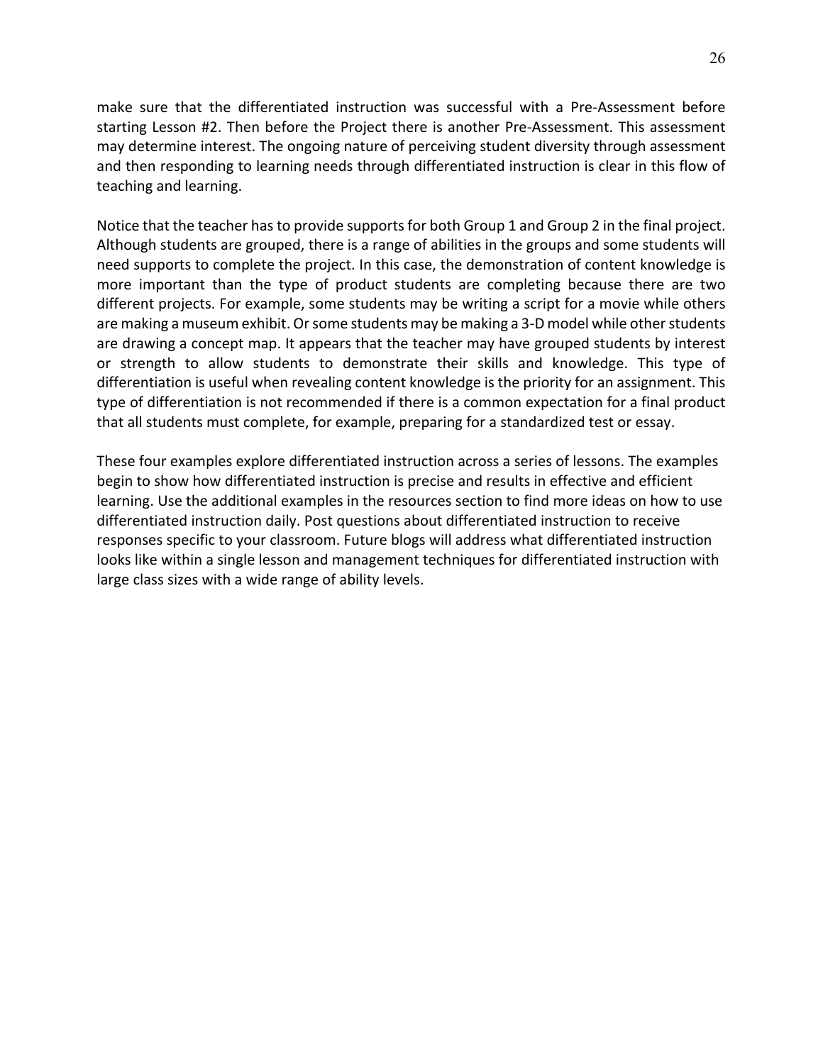make sure that the differentiated instruction was successful with a Pre-Assessment before starting Lesson #2. Then before the Project there is another Pre-Assessment. This assessment may determine interest. The ongoing nature of perceiving student diversity through assessment and then responding to learning needs through differentiated instruction is clear in this flow of teaching and learning.

Notice that the teacher has to provide supports for both Group 1 and Group 2 in the final project. Although students are grouped, there is a range of abilities in the groups and some students will need supports to complete the project. In this case, the demonstration of content knowledge is more important than the type of product students are completing because there are two different projects. For example, some students may be writing a script for a movie while others are making a museum exhibit. Or some students may be making a 3-D model while other students are drawing a concept map. It appears that the teacher may have grouped students by interest or strength to allow students to demonstrate their skills and knowledge. This type of differentiation is useful when revealing content knowledge is the priority for an assignment. This type of differentiation is not recommended if there is a common expectation for a final product that all students must complete, for example, preparing for a standardized test or essay.

These four examples explore differentiated instruction across a series of lessons. The examples begin to show how differentiated instruction is precise and results in effective and efficient learning. Use the additional examples in the resources section to find more ideas on how to use differentiated instruction daily. Post questions about differentiated instruction to receive responses specific to your classroom. Future blogs will address what differentiated instruction looks like within a single lesson and management techniques for differentiated instruction with large class sizes with a wide range of ability levels.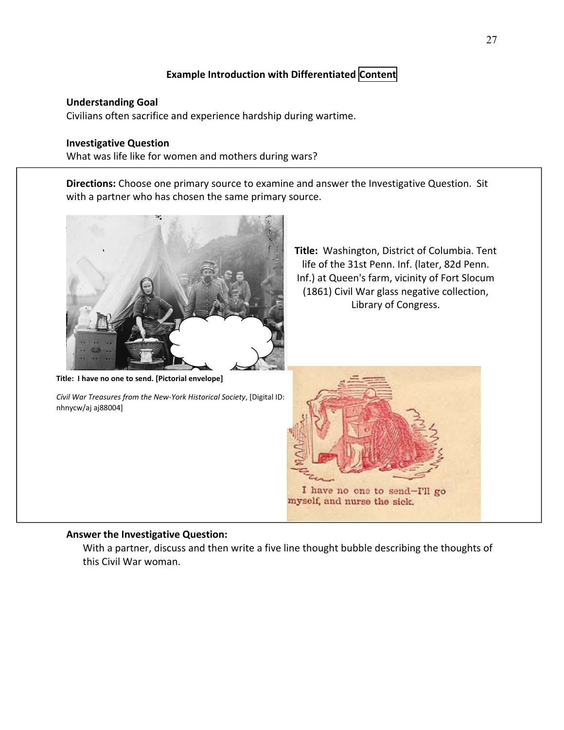**Example Introduction with Differentiated Content**

**Understanding Goal**
Civilians often sacrifice and experience hardship during wartime.

**Investigative Question**
What was life like for women and mothers during wars?

**Directions:** Choose one primary source to examine and answer the Investigative Question. Sit with a partner who has chosen the same primary source.

**Title:** Washington, District of Columbia. Tent life of the 31st Penn. Inf. (later, 82d Penn. Inf.) at Queen's farm, vicinity of Fort Slocum (1861) Civil War glass negative collection, Library of Congress.

**Title: I have no one to send. [Pictorial envelope]**

*Civil War Treasures from the New-York Historical Society*, [Digital ID: nhnycw/aj aj88004]

I have no one to send—I'll go myself, and nurse the sick.

**Answer the Investigative Question:**

With a partner, discuss and then write a five line thought bubble describing the thoughts of this Civil War woman.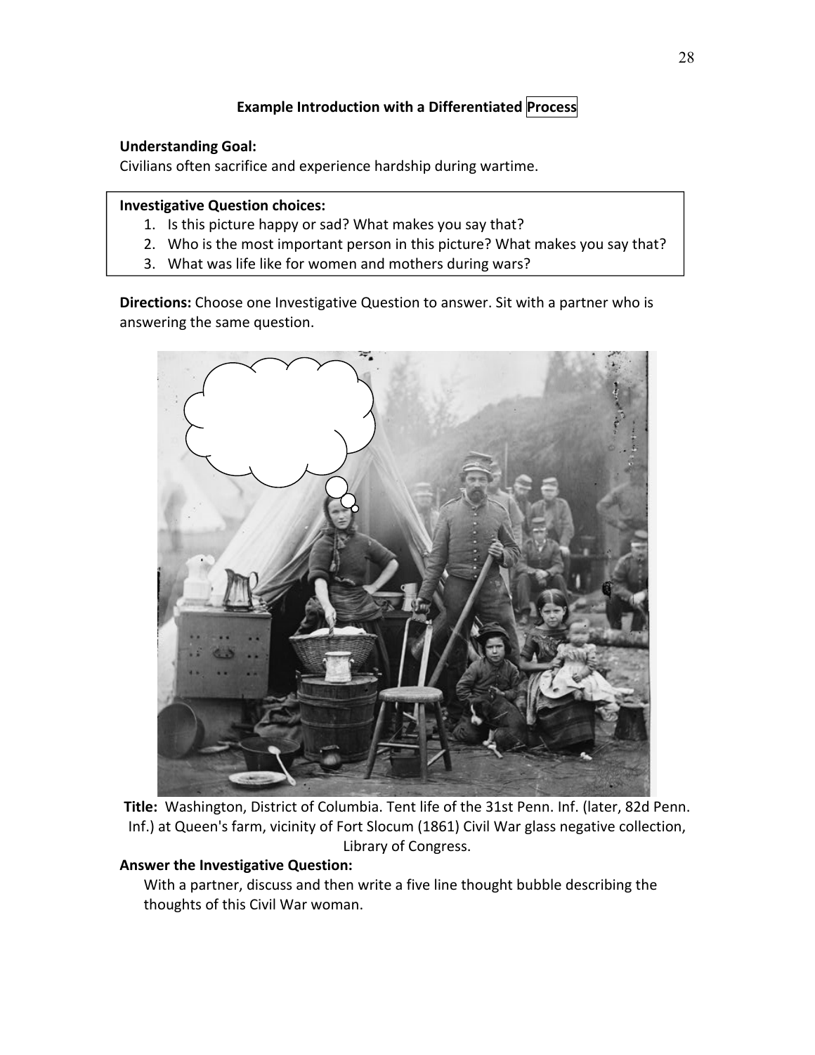### Example Introduction with a Differentiated Process

**Understanding Goal:**
Civilians often sacrifice and experience hardship during wartime.

**Investigative Question choices:**

1. Is this picture happy or sad? What makes you say that?
2. Who is the most important person in this picture? What makes you say that?
3. What was life like for women and mothers during wars?

**Directions:** Choose one Investigative Question to answer. Sit with a partner who is answering the same question.

**Title:** Washington, District of Columbia. Tent life of the 31st Penn. Inf. (later, 82d Penn. Inf.) at Queen's farm, vicinity of Fort Slocum (1861) Civil War glass negative collection, Library of Congress.

**Answer the Investigative Question:**

With a partner, discuss and then write a five line thought bubble describing the thoughts of this Civil War woman.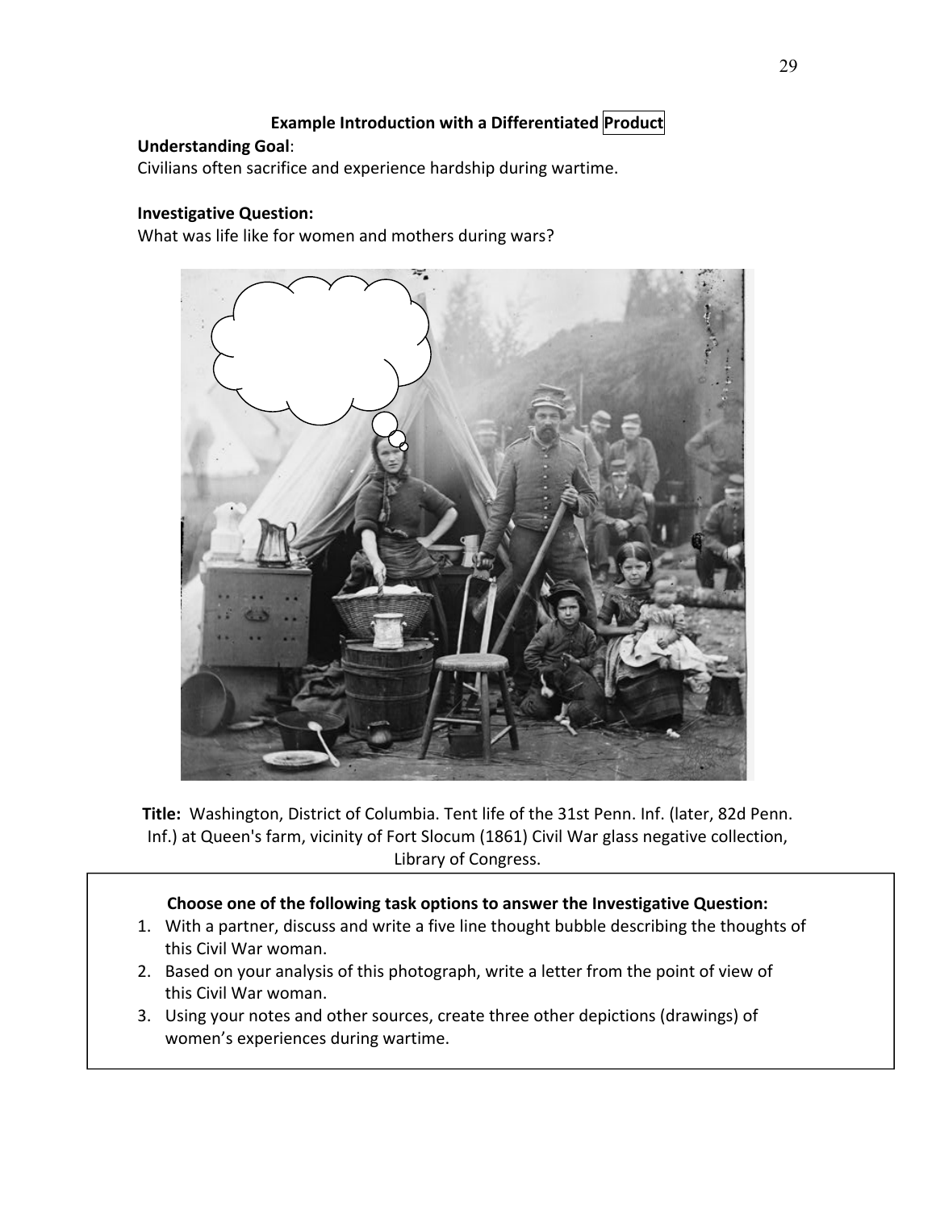### Example Introduction with a Differentiated Product

**Understanding Goal**:
Civilians often sacrifice and experience hardship during wartime.

**Investigative Question:**
What was life like for women and mothers during wars?

**Title:** Washington, District of Columbia. Tent life of the 31st Penn. Inf. (later, 82d Penn. Inf.) at Queen's farm, vicinity of Fort Slocum (1861) Civil War glass negative collection, Library of Congress.

**Choose one of the following task options to answer the Investigative Question:**

1. With a partner, discuss and write a five line thought bubble describing the thoughts of this Civil War woman.
2. Based on your analysis of this photograph, write a letter from the point of view of this Civil War woman.
3. Using your notes and other sources, create three other depictions (drawings) of women's experiences during wartime.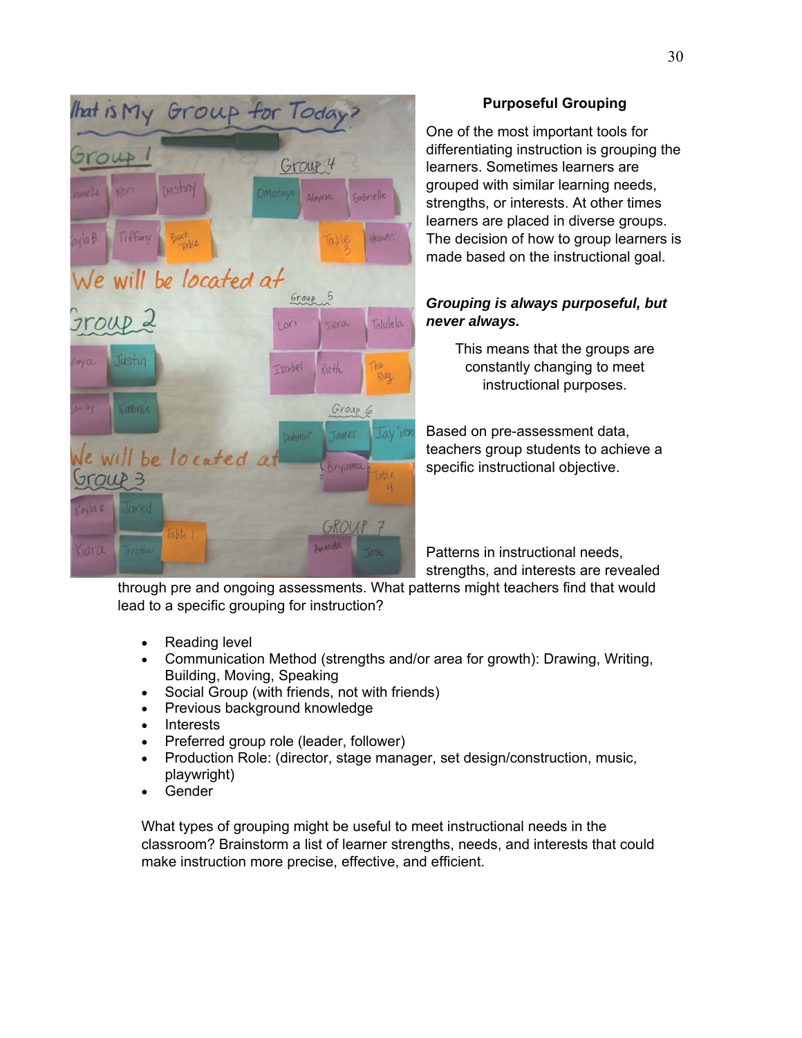## Purposeful Grouping

One of the most important tools for differentiating instruction is grouping the learners. Sometimes learners are grouped with similar learning needs, strengths, or interests. At other times learners are placed in diverse groups. The decision of how to group learners is made based on the instructional goal.

***Grouping is always purposeful, but never always.***

This means that the groups are constantly changing to meet instructional purposes.

Based on pre-assessment data, teachers group students to achieve a specific instructional objective.

Patterns in instructional needs, strengths, and interests are revealed through pre and ongoing assessments. What patterns might teachers find that would lead to a specific grouping for instruction?

- Reading level
- Communication Method (strengths and/or area for growth): Drawing, Writing, Building, Moving, Speaking
- Social Group (with friends, not with friends)
- Previous background knowledge
- Interests
- Preferred group role (leader, follower)
- Production Role: (director, stage manager, set design/construction, music, playwright)
- Gender

What types of grouping might be useful to meet instructional needs in the classroom? Brainstorm a list of learner strengths, needs, and interests that could make instruction more precise, effective, and efficient.